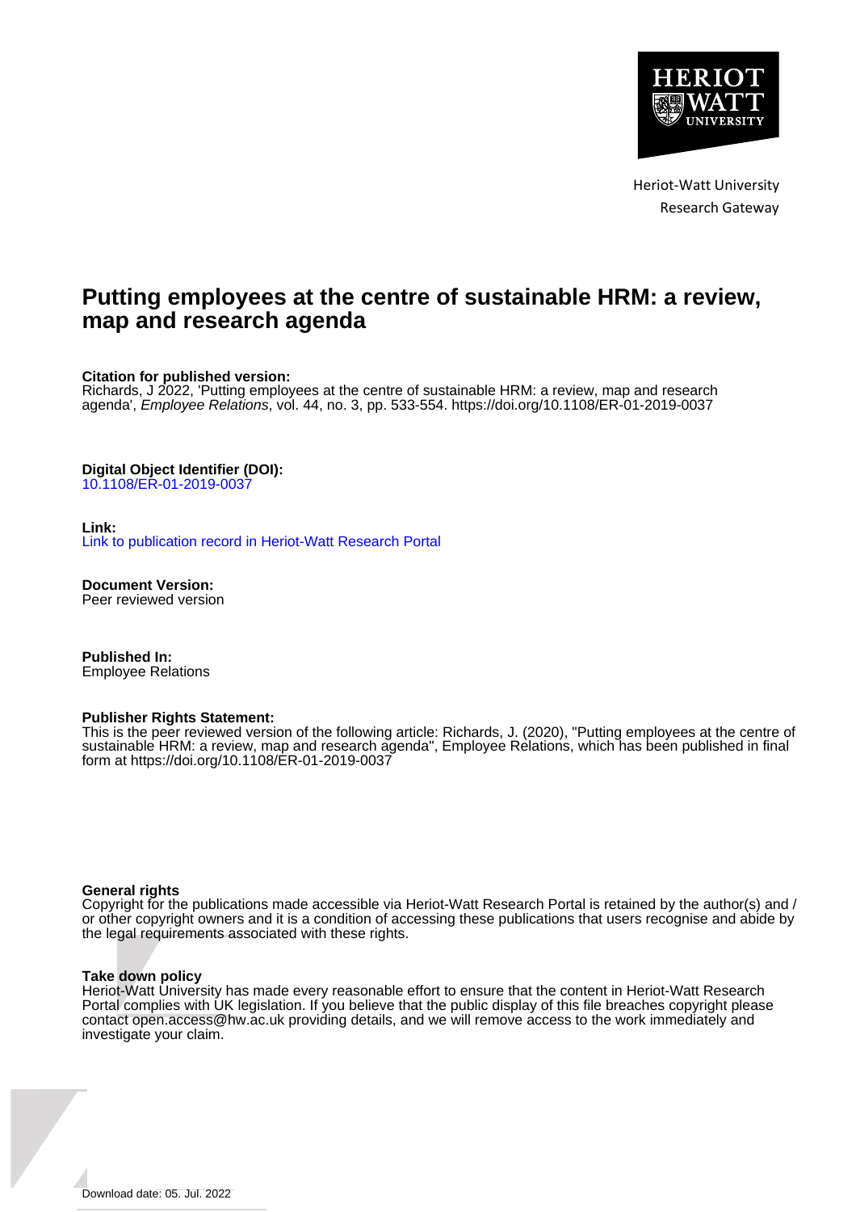Heriot-Watt University
Research Gateway

# Putting employees at the centre of sustainable HRM: a review, map and research agenda

**Citation for published version:**
Richards, J 2022, 'Putting employees at the centre of sustainable HRM: a review, map and research agenda', *Employee Relations*, vol. 44, no. 3, pp. 533-554. https://doi.org/10.1108/ER-01-2019-0037

**Digital Object Identifier (DOI):**
10.1108/ER-01-2019-0037

**Link:**
Link to publication record in Heriot-Watt Research Portal

**Document Version:**
Peer reviewed version

**Published In:**
Employee Relations

**Publisher Rights Statement:**
This is the peer reviewed version of the following article: Richards, J. (2020), "Putting employees at the centre of sustainable HRM: a review, map and research agenda", Employee Relations, which has been published in final form at https://doi.org/10.1108/ER-01-2019-0037

**General rights**
Copyright for the publications made accessible via Heriot-Watt Research Portal is retained by the author(s) and / or other copyright owners and it is a condition of accessing these publications that users recognise and abide by the legal requirements associated with these rights.

**Take down policy**
Heriot-Watt University has made every reasonable effort to ensure that the content in Heriot-Watt Research Portal complies with UK legislation. If you believe that the public display of this file breaches copyright please contact open.access@hw.ac.uk providing details, and we will remove access to the work immediately and investigate your claim.

Download date: 05. Jul. 2022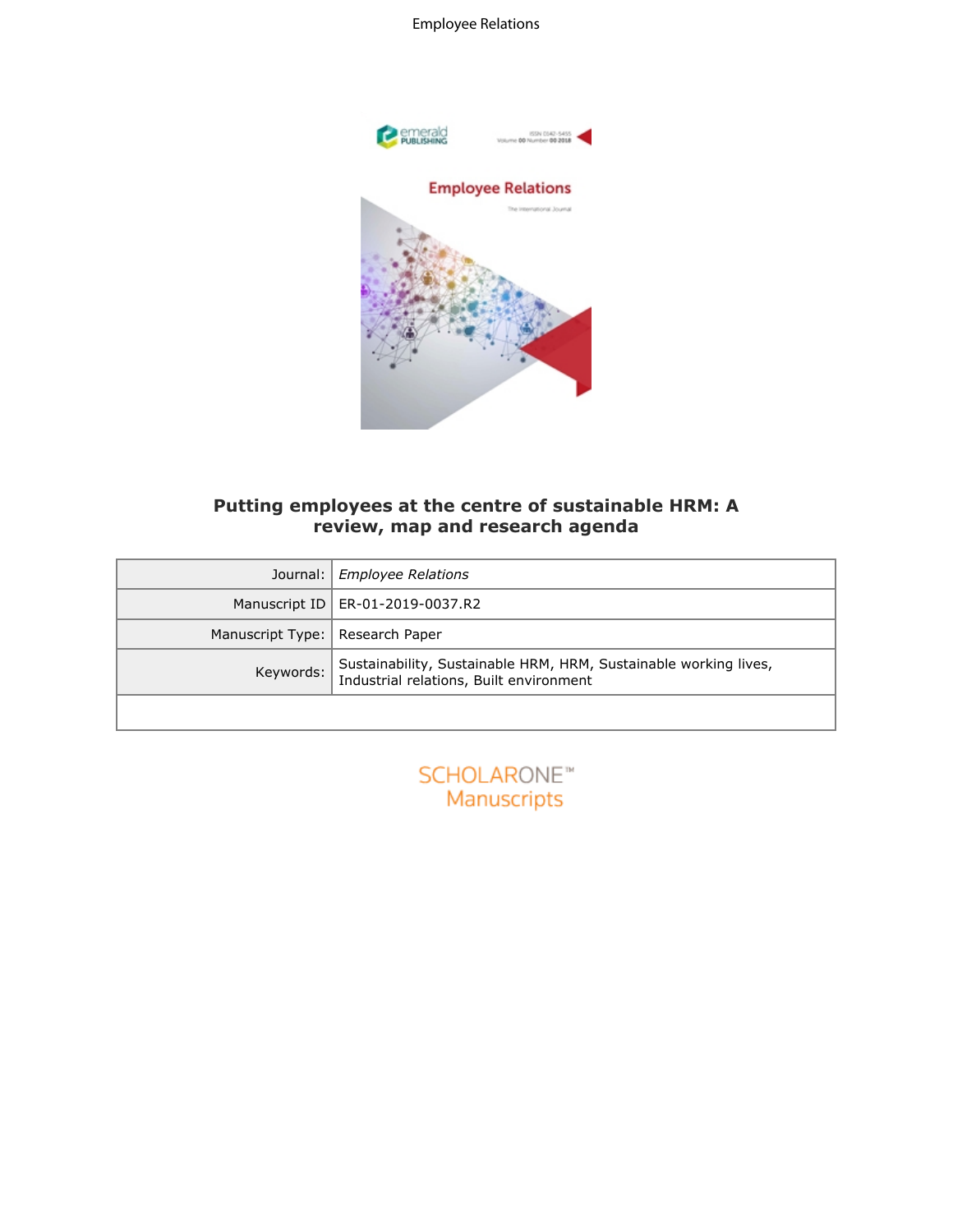# Putting employees at the centre of sustainable HRM: A review, map and research agenda

| | |
|---|---|
| Journal: | *Employee Relations* |
| Manuscript ID | ER-01-2019-0037.R2 |
| Manuscript Type: | Research Paper |
| Keywords: | Sustainability, Sustainable HRM, HRM, Sustainable working lives, Industrial relations, Built environment |
| | |

SCHOLARONE™ Manuscripts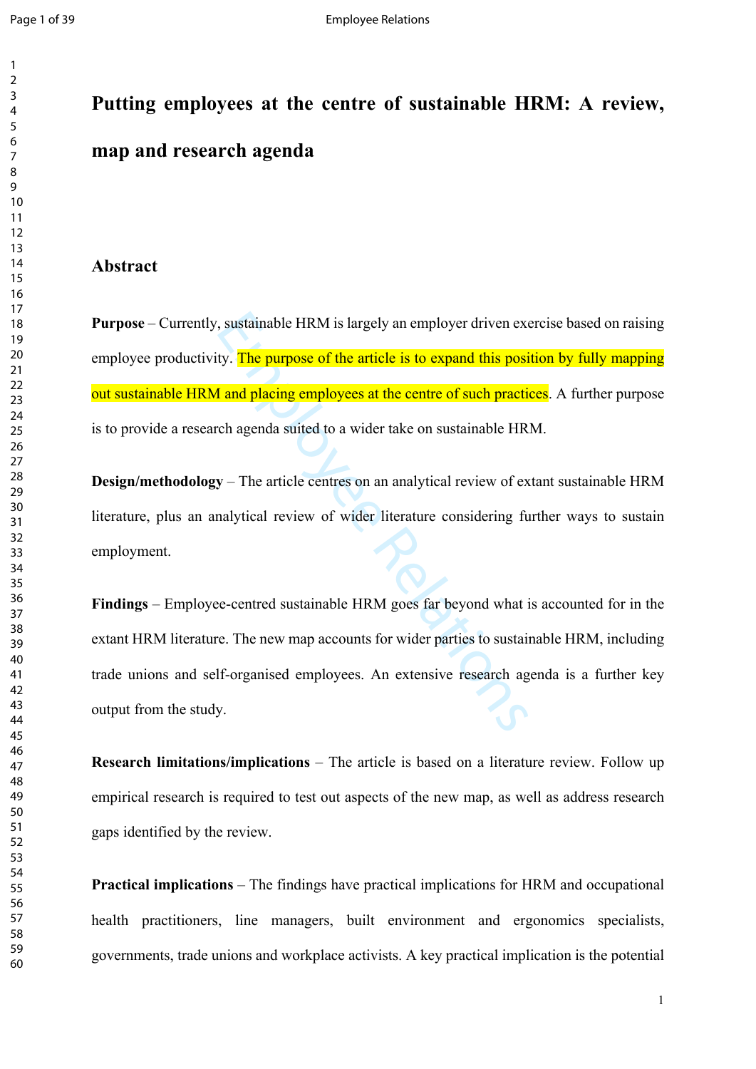# Putting employees at the centre of sustainable HRM: A review, map and research agenda

## Abstract

**Purpose** – Currently, sustainable HRM is largely an employer driven exercise based on raising employee productivity. The purpose of the article is to expand this position by fully mapping out sustainable HRM and placing employees at the centre of such practices. A further purpose is to provide a research agenda suited to a wider take on sustainable HRM.

**Design/methodology** – The article centres on an analytical review of extant sustainable HRM literature, plus an analytical review of wider literature considering further ways to sustain employment.

**Findings** – Employee-centred sustainable HRM goes far beyond what is accounted for in the extant HRM literature. The new map accounts for wider parties to sustainable HRM, including trade unions and self-organised employees. An extensive research agenda is a further key output from the study.

**Research limitations/implications** – The article is based on a literature review. Follow up empirical research is required to test out aspects of the new map, as well as address research gaps identified by the review.

**Practical implications** – The findings have practical implications for HRM and occupational health practitioners, line managers, built environment and ergonomics specialists, governments, trade unions and workplace activists. A key practical implication is the potential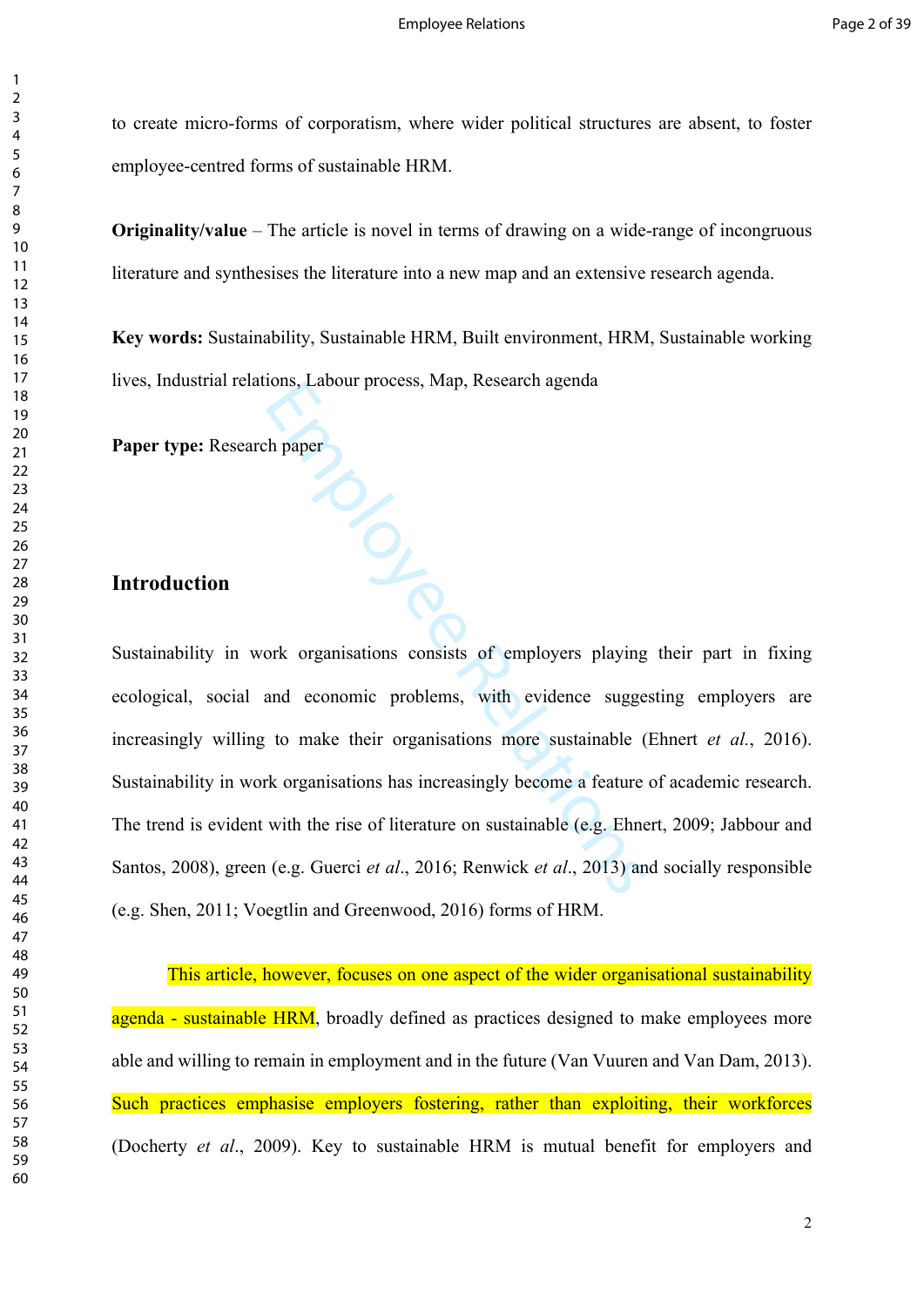to create micro-forms of corporatism, where wider political structures are absent, to foster employee-centred forms of sustainable HRM.

**Originality/value** – The article is novel in terms of drawing on a wide-range of incongruous literature and synthesises the literature into a new map and an extensive research agenda.

**Key words:** Sustainability, Sustainable HRM, Built environment, HRM, Sustainable working lives, Industrial relations, Labour process, Map, Research agenda

**Paper type:** Research paper

## Introduction

Sustainability in work organisations consists of employers playing their part in fixing ecological, social and economic problems, with evidence suggesting employers are increasingly willing to make their organisations more sustainable (Ehnert *et al.*, 2016). Sustainability in work organisations has increasingly become a feature of academic research. The trend is evident with the rise of literature on sustainable (e.g. Ehnert, 2009; Jabbour and Santos, 2008), green (e.g. Guerci *et al*., 2016; Renwick *et al*., 2013) and socially responsible (e.g. Shen, 2011; Voegtlin and Greenwood, 2016) forms of HRM.

This article, however, focuses on one aspect of the wider organisational sustainability agenda - sustainable HRM, broadly defined as practices designed to make employees more able and willing to remain in employment and in the future (Van Vuuren and Van Dam, 2013). Such practices emphasise employers fostering, rather than exploiting, their workforces (Docherty *et al*., 2009). Key to sustainable HRM is mutual benefit for employers and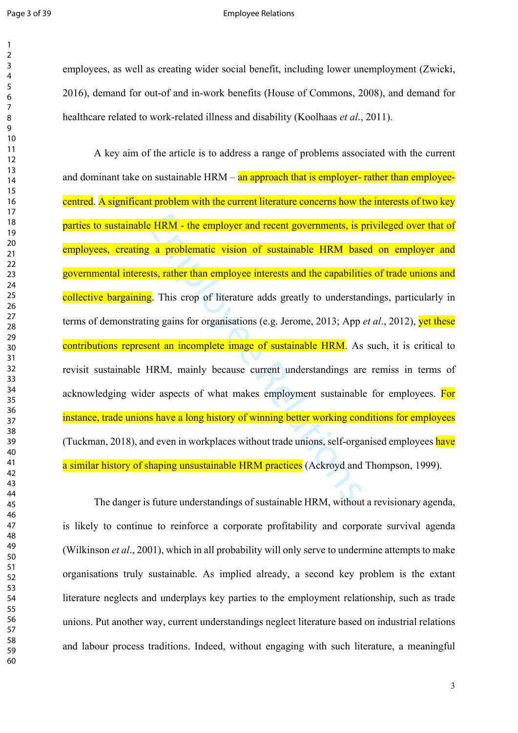employees, as well as creating wider social benefit, including lower unemployment (Zwicki, 2016), demand for out-of and in-work benefits (House of Commons, 2008), and demand for healthcare related to work-related illness and disability (Koolhaas *et al*., 2011).

A key aim of the article is to address a range of problems associated with the current and dominant take on sustainable HRM – an approach that is employer- rather than employee-centred. A significant problem with the current literature concerns how the interests of two key parties to sustainable HRM - the employer and recent governments, is privileged over that of employees, creating a problematic vision of sustainable HRM based on employer and governmental interests, rather than employee interests and the capabilities of trade unions and collective bargaining. This crop of literature adds greatly to understandings, particularly in terms of demonstrating gains for organisations (e.g. Jerome, 2013; App *et al*., 2012), yet these contributions represent an incomplete image of sustainable HRM. As such, it is critical to revisit sustainable HRM, mainly because current understandings are remiss in terms of acknowledging wider aspects of what makes employment sustainable for employees. For instance, trade unions have a long history of winning better working conditions for employees (Tuckman, 2018), and even in workplaces without trade unions, self-organised employees have a similar history of shaping unsustainable HRM practices (Ackroyd and Thompson, 1999).

The danger is future understandings of sustainable HRM, without a revisionary agenda, is likely to continue to reinforce a corporate profitability and corporate survival agenda (Wilkinson *et al*., 2001), which in all probability will only serve to undermine attempts to make organisations truly sustainable. As implied already, a second key problem is the extant literature neglects and underplays key parties to the employment relationship, such as trade unions. Put another way, current understandings neglect literature based on industrial relations and labour process traditions. Indeed, without engaging with such literature, a meaningful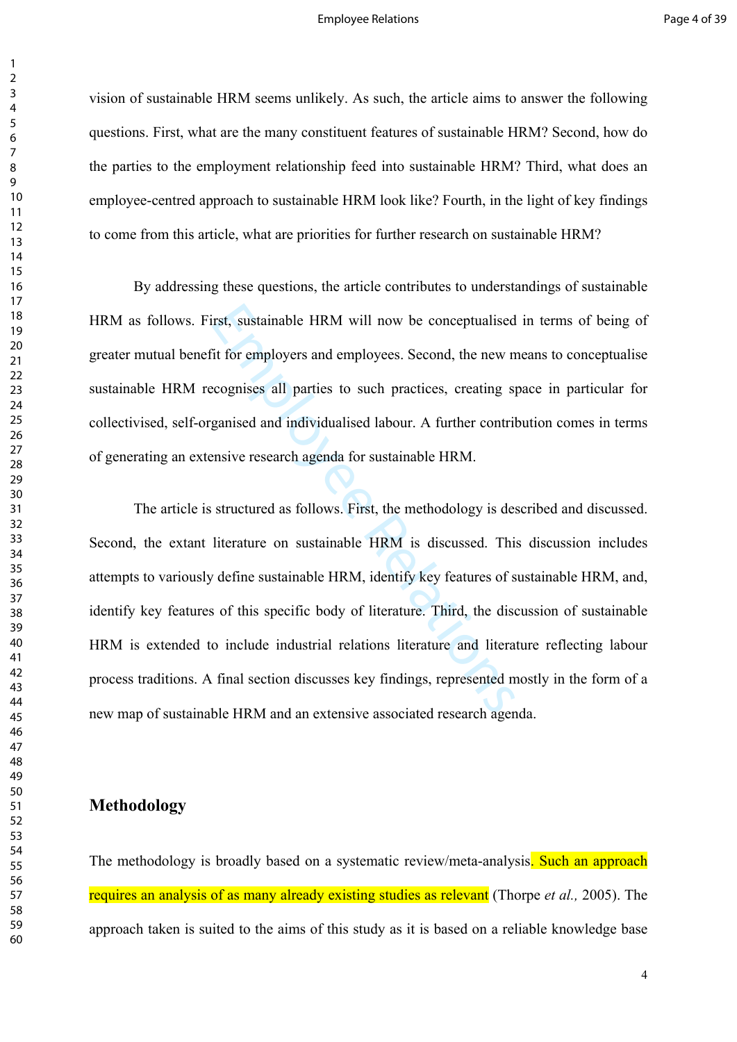vision of sustainable HRM seems unlikely. As such, the article aims to answer the following questions. First, what are the many constituent features of sustainable HRM? Second, how do the parties to the employment relationship feed into sustainable HRM? Third, what does an employee-centred approach to sustainable HRM look like? Fourth, in the light of key findings to come from this article, what are priorities for further research on sustainable HRM?

By addressing these questions, the article contributes to understandings of sustainable HRM as follows. First, sustainable HRM will now be conceptualised in terms of being of greater mutual benefit for employers and employees. Second, the new means to conceptualise sustainable HRM recognises all parties to such practices, creating space in particular for collectivised, self-organised and individualised labour. A further contribution comes in terms of generating an extensive research agenda for sustainable HRM.

The article is structured as follows. First, the methodology is described and discussed. Second, the extant literature on sustainable HRM is discussed. This discussion includes attempts to variously define sustainable HRM, identify key features of sustainable HRM, and, identify key features of this specific body of literature. Third, the discussion of sustainable HRM is extended to include industrial relations literature and literature reflecting labour process traditions. A final section discusses key findings, represented mostly in the form of a new map of sustainable HRM and an extensive associated research agenda.

## Methodology

The methodology is broadly based on a systematic review/meta-analysis. Such an approach requires an analysis of as many already existing studies as relevant (Thorpe *et al.,* 2005). The approach taken is suited to the aims of this study as it is based on a reliable knowledge base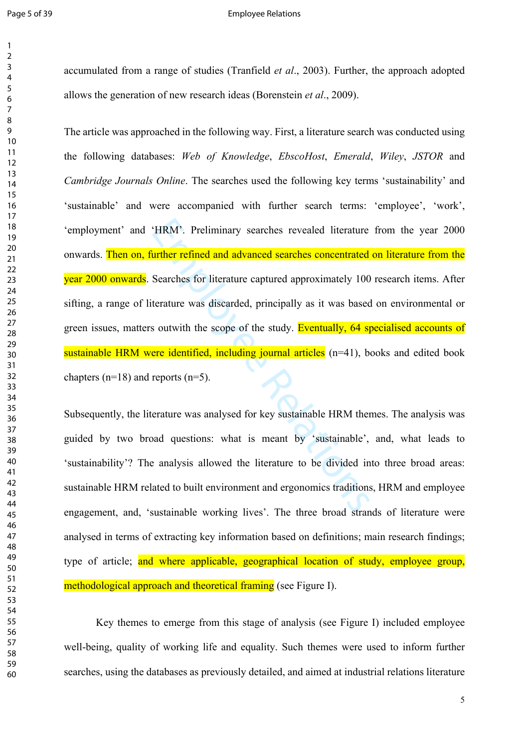accumulated from a range of studies (Tranfield *et al*., 2003). Further, the approach adopted allows the generation of new research ideas (Borenstein *et al*., 2009).

The article was approached in the following way. First, a literature search was conducted using the following databases: *Web of Knowledge*, *EbscoHost*, *Emerald*, *Wiley*, *JSTOR* and *Cambridge Journals Online*. The searches used the following key terms 'sustainability' and 'sustainable' and were accompanied with further search terms: 'employee', 'work', 'employment' and 'HRM'. Preliminary searches revealed literature from the year 2000 onwards. Then on, further refined and advanced searches concentrated on literature from the year 2000 onwards. Searches for literature captured approximately 100 research items. After sifting, a range of literature was discarded, principally as it was based on environmental or green issues, matters outwith the scope of the study. Eventually, 64 specialised accounts of sustainable HRM were identified, including journal articles (n=41), books and edited book chapters (n=18) and reports (n=5).

Subsequently, the literature was analysed for key sustainable HRM themes. The analysis was guided by two broad questions: what is meant by 'sustainable', and, what leads to 'sustainability'? The analysis allowed the literature to be divided into three broad areas: sustainable HRM related to built environment and ergonomics traditions, HRM and employee engagement, and, 'sustainable working lives'. The three broad strands of literature were analysed in terms of extracting key information based on definitions; main research findings; type of article; and where applicable, geographical location of study, employee group, methodological approach and theoretical framing (see Figure I).

Key themes to emerge from this stage of analysis (see Figure I) included employee well-being, quality of working life and equality. Such themes were used to inform further searches, using the databases as previously detailed, and aimed at industrial relations literature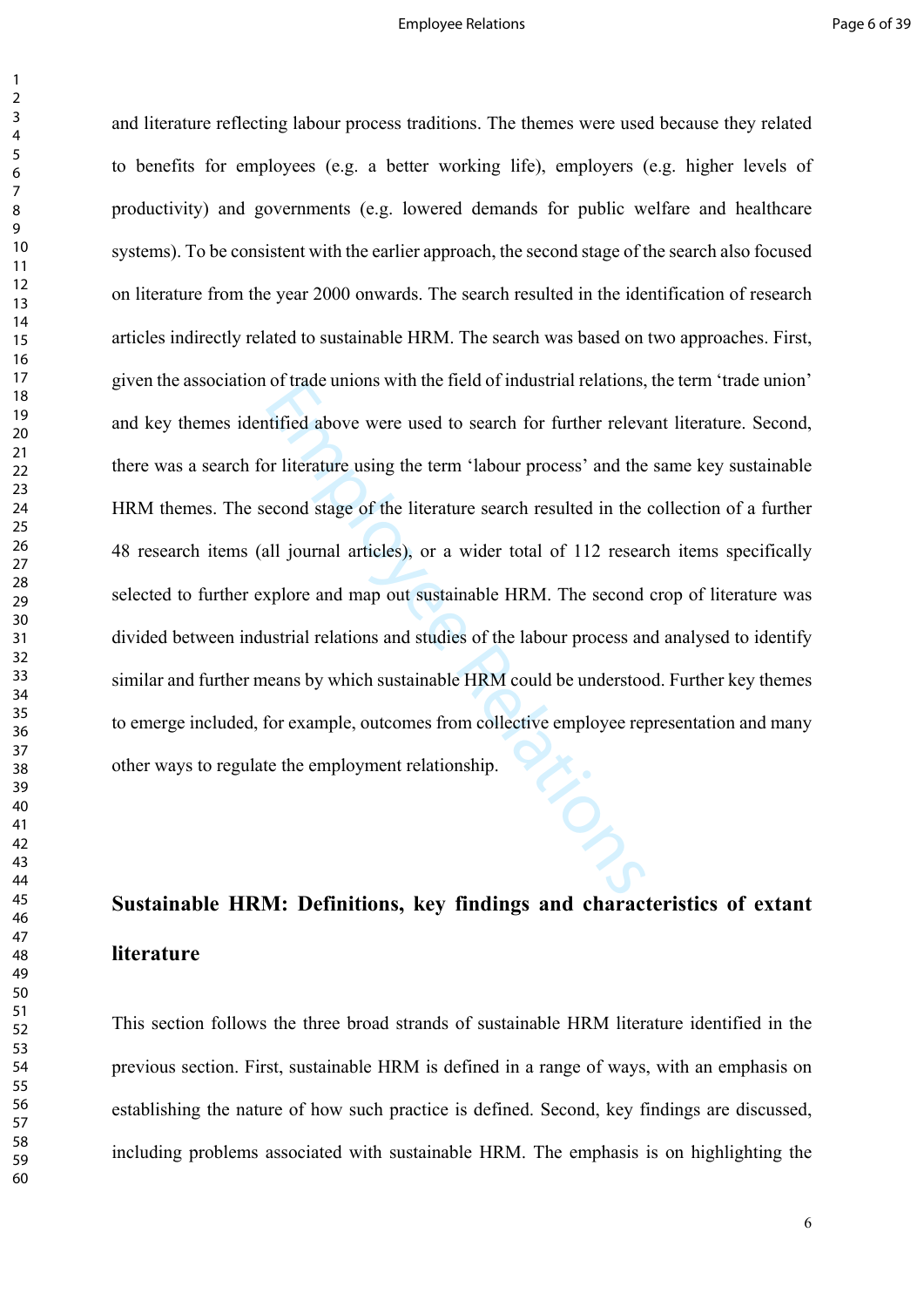and literature reflecting labour process traditions. The themes were used because they related to benefits for employees (e.g. a better working life), employers (e.g. higher levels of productivity) and governments (e.g. lowered demands for public welfare and healthcare systems). To be consistent with the earlier approach, the second stage of the search also focused on literature from the year 2000 onwards. The search resulted in the identification of research articles indirectly related to sustainable HRM. The search was based on two approaches. First, given the association of trade unions with the field of industrial relations, the term 'trade union' and key themes identified above were used to search for further relevant literature. Second, there was a search for literature using the term 'labour process' and the same key sustainable HRM themes. The second stage of the literature search resulted in the collection of a further 48 research items (all journal articles), or a wider total of 112 research items specifically selected to further explore and map out sustainable HRM. The second crop of literature was divided between industrial relations and studies of the labour process and analysed to identify similar and further means by which sustainable HRM could be understood. Further key themes to emerge included, for example, outcomes from collective employee representation and many other ways to regulate the employment relationship.

## Sustainable HRM: Definitions, key findings and characteristics of extant literature

This section follows the three broad strands of sustainable HRM literature identified in the previous section. First, sustainable HRM is defined in a range of ways, with an emphasis on establishing the nature of how such practice is defined. Second, key findings are discussed, including problems associated with sustainable HRM. The emphasis is on highlighting the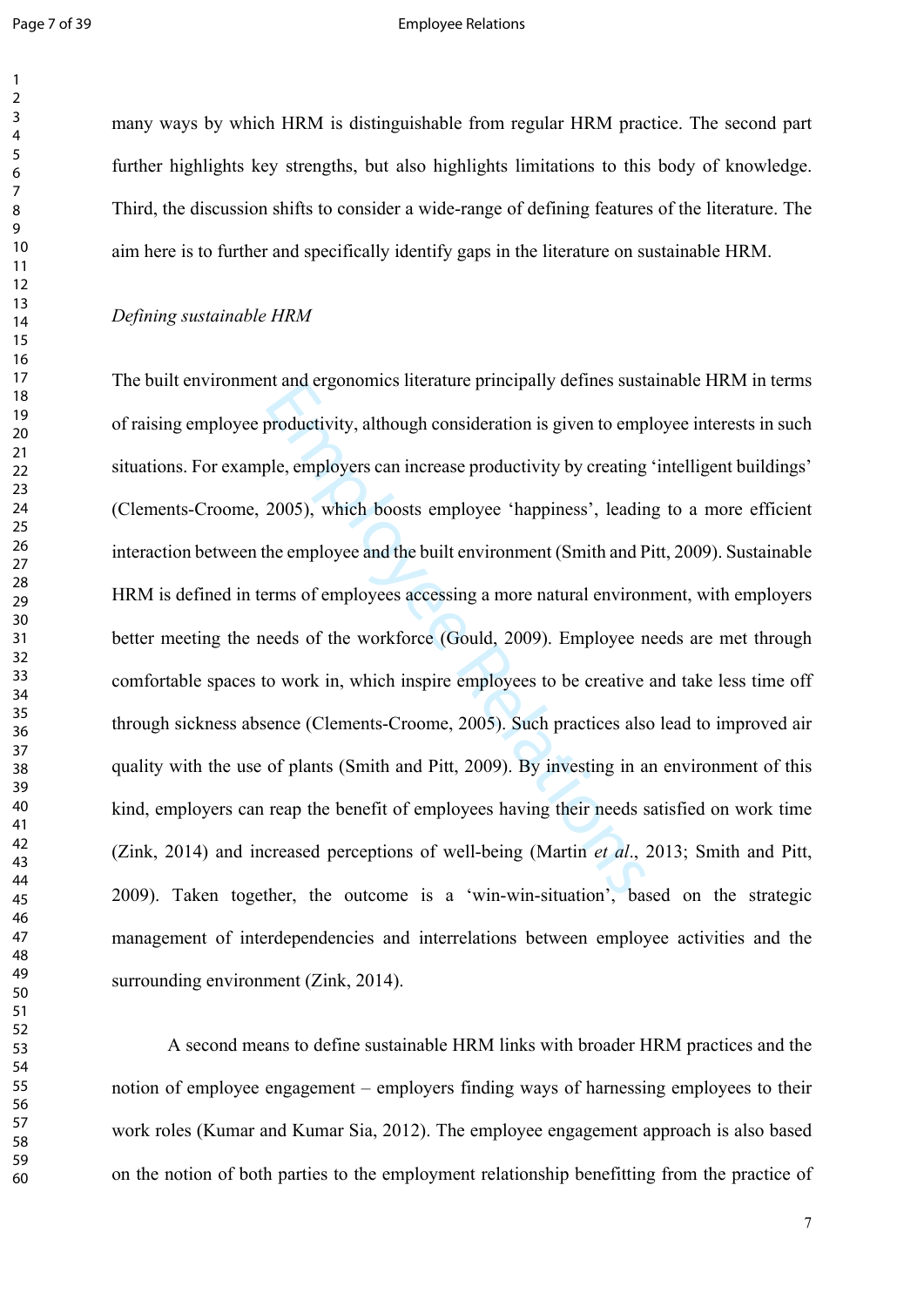many ways by which HRM is distinguishable from regular HRM practice. The second part further highlights key strengths, but also highlights limitations to this body of knowledge. Third, the discussion shifts to consider a wide-range of defining features of the literature. The aim here is to further and specifically identify gaps in the literature on sustainable HRM.

*Defining sustainable HRM*

The built environment and ergonomics literature principally defines sustainable HRM in terms of raising employee productivity, although consideration is given to employee interests in such situations. For example, employers can increase productivity by creating 'intelligent buildings' (Clements-Croome, 2005), which boosts employee 'happiness', leading to a more efficient interaction between the employee and the built environment (Smith and Pitt, 2009). Sustainable HRM is defined in terms of employees accessing a more natural environment, with employers better meeting the needs of the workforce (Gould, 2009). Employee needs are met through comfortable spaces to work in, which inspire employees to be creative and take less time off through sickness absence (Clements-Croome, 2005). Such practices also lead to improved air quality with the use of plants (Smith and Pitt, 2009). By investing in an environment of this kind, employers can reap the benefit of employees having their needs satisfied on work time (Zink, 2014) and increased perceptions of well-being (Martin *et al*., 2013; Smith and Pitt, 2009). Taken together, the outcome is a 'win-win-situation', based on the strategic management of interdependencies and interrelations between employee activities and the surrounding environment (Zink, 2014).

A second means to define sustainable HRM links with broader HRM practices and the notion of employee engagement – employers finding ways of harnessing employees to their work roles (Kumar and Kumar Sia, 2012). The employee engagement approach is also based on the notion of both parties to the employment relationship benefitting from the practice of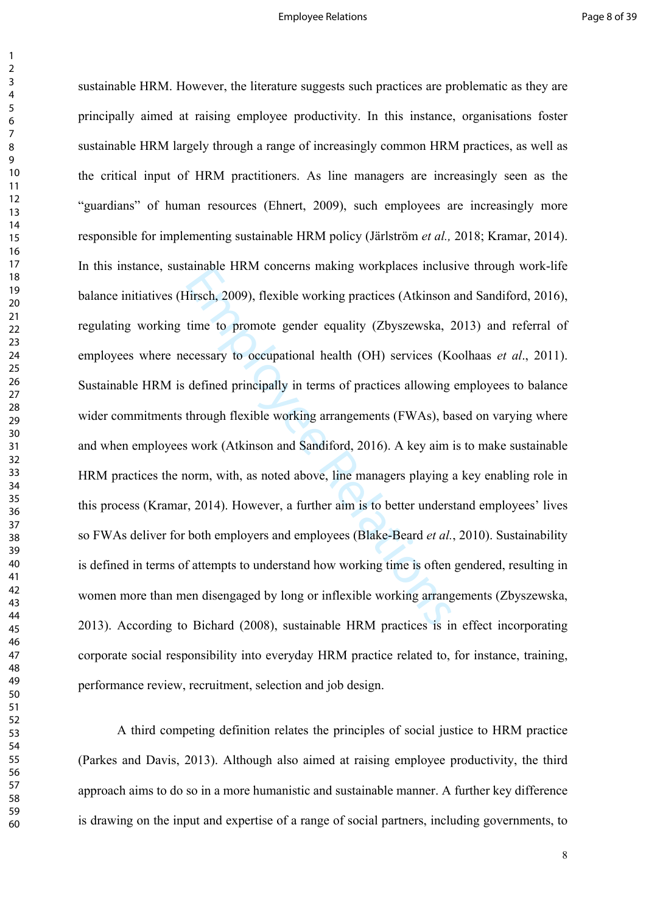sustainable HRM. However, the literature suggests such practices are problematic as they are principally aimed at raising employee productivity. In this instance, organisations foster sustainable HRM largely through a range of increasingly common HRM practices, as well as the critical input of HRM practitioners. As line managers are increasingly seen as the "guardians" of human resources (Ehnert, 2009), such employees are increasingly more responsible for implementing sustainable HRM policy (Järlström *et al.,* 2018; Kramar, 2014). In this instance, sustainable HRM concerns making workplaces inclusive through work-life balance initiatives (Hirsch, 2009), flexible working practices (Atkinson and Sandiford, 2016), regulating working time to promote gender equality (Zbyszewska, 2013) and referral of employees where necessary to occupational health (OH) services (Koolhaas *et al*., 2011). Sustainable HRM is defined principally in terms of practices allowing employees to balance wider commitments through flexible working arrangements (FWAs), based on varying where and when employees work (Atkinson and Sandiford, 2016). A key aim is to make sustainable HRM practices the norm, with, as noted above, line managers playing a key enabling role in this process (Kramar, 2014). However, a further aim is to better understand employees' lives so FWAs deliver for both employers and employees (Blake-Beard *et al.*, 2010). Sustainability is defined in terms of attempts to understand how working time is often gendered, resulting in women more than men disengaged by long or inflexible working arrangements (Zbyszewska, 2013). According to Bichard (2008), sustainable HRM practices is in effect incorporating corporate social responsibility into everyday HRM practice related to, for instance, training, performance review, recruitment, selection and job design.

A third competing definition relates the principles of social justice to HRM practice (Parkes and Davis, 2013). Although also aimed at raising employee productivity, the third approach aims to do so in a more humanistic and sustainable manner. A further key difference is drawing on the input and expertise of a range of social partners, including governments, to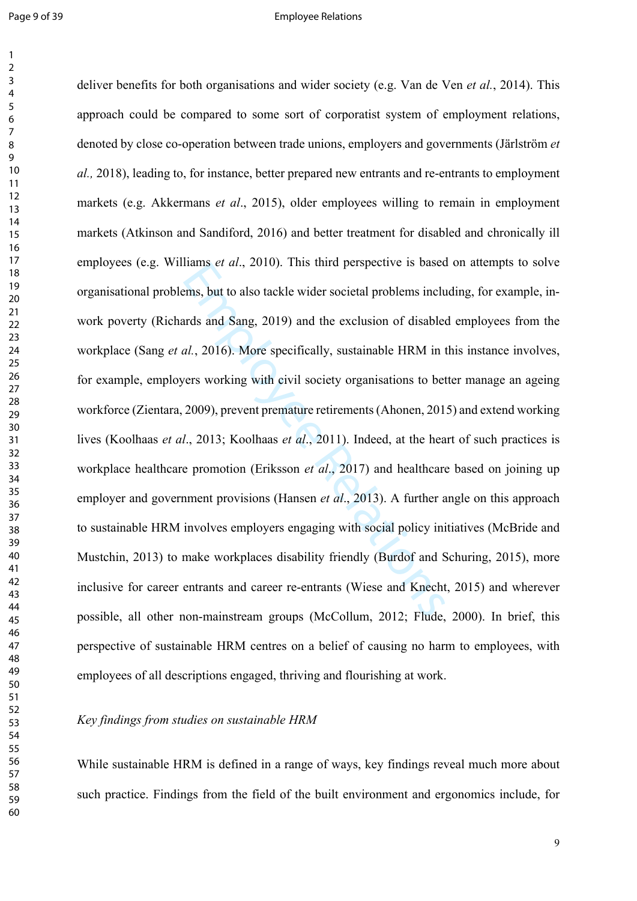deliver benefits for both organisations and wider society (e.g. Van de Ven *et al.*, 2014). This approach could be compared to some sort of corporatist system of employment relations, denoted by close co-operation between trade unions, employers and governments (Järlström *et al.,* 2018), leading to, for instance, better prepared new entrants and re-entrants to employment markets (e.g. Akkermans *et al*., 2015), older employees willing to remain in employment markets (Atkinson and Sandiford, 2016) and better treatment for disabled and chronically ill employees (e.g. Williams *et al*., 2010). This third perspective is based on attempts to solve organisational problems, but to also tackle wider societal problems including, for example, in-work poverty (Richards and Sang, 2019) and the exclusion of disabled employees from the workplace (Sang *et al.*, 2016). More specifically, sustainable HRM in this instance involves, for example, employers working with civil society organisations to better manage an ageing workforce (Zientara, 2009), prevent premature retirements (Ahonen, 2015) and extend working lives (Koolhaas *et al*., 2013; Koolhaas *et al*., 2011). Indeed, at the heart of such practices is workplace healthcare promotion (Eriksson *et al*., 2017) and healthcare based on joining up employer and government provisions (Hansen *et al*., 2013). A further angle on this approach to sustainable HRM involves employers engaging with social policy initiatives (McBride and Mustchin, 2013) to make workplaces disability friendly (Burdof and Schuring, 2015), more inclusive for career entrants and career re-entrants (Wiese and Knecht, 2015) and wherever possible, all other non-mainstream groups (McCollum, 2012; Flude, 2000). In brief, this perspective of sustainable HRM centres on a belief of causing no harm to employees, with employees of all descriptions engaged, thriving and flourishing at work.

*Key findings from studies on sustainable HRM*

While sustainable HRM is defined in a range of ways, key findings reveal much more about such practice. Findings from the field of the built environment and ergonomics include, for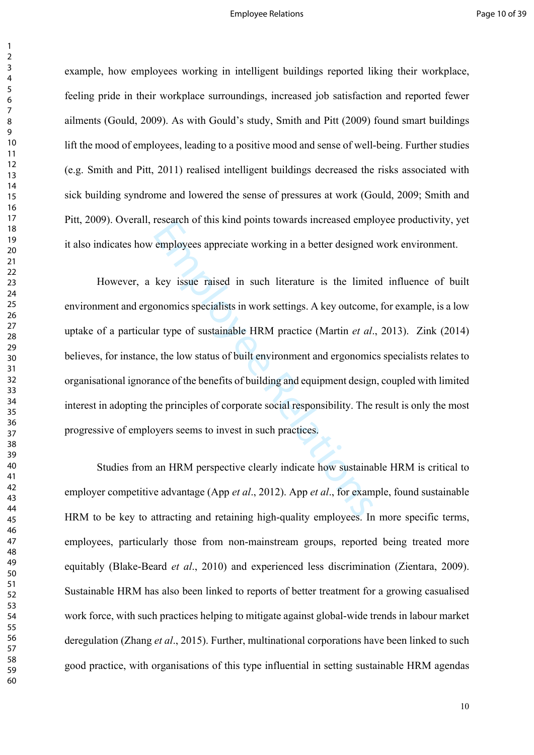example, how employees working in intelligent buildings reported liking their workplace, feeling pride in their workplace surroundings, increased job satisfaction and reported fewer ailments (Gould, 2009). As with Gould's study, Smith and Pitt (2009) found smart buildings lift the mood of employees, leading to a positive mood and sense of well-being. Further studies (e.g. Smith and Pitt, 2011) realised intelligent buildings decreased the risks associated with sick building syndrome and lowered the sense of pressures at work (Gould, 2009; Smith and Pitt, 2009). Overall, research of this kind points towards increased employee productivity, yet it also indicates how employees appreciate working in a better designed work environment.

However, a key issue raised in such literature is the limited influence of built environment and ergonomics specialists in work settings. A key outcome, for example, is a low uptake of a particular type of sustainable HRM practice (Martin *et al*., 2013). Zink (2014) believes, for instance, the low status of built environment and ergonomics specialists relates to organisational ignorance of the benefits of building and equipment design, coupled with limited interest in adopting the principles of corporate social responsibility. The result is only the most progressive of employers seems to invest in such practices.

Studies from an HRM perspective clearly indicate how sustainable HRM is critical to employer competitive advantage (App *et al*., 2012). App *et al*., for example, found sustainable HRM to be key to attracting and retaining high-quality employees. In more specific terms, employees, particularly those from non-mainstream groups, reported being treated more equitably (Blake-Beard *et al*., 2010) and experienced less discrimination (Zientara, 2009). Sustainable HRM has also been linked to reports of better treatment for a growing casualised work force, with such practices helping to mitigate against global-wide trends in labour market deregulation (Zhang *et al*., 2015). Further, multinational corporations have been linked to such good practice, with organisations of this type influential in setting sustainable HRM agendas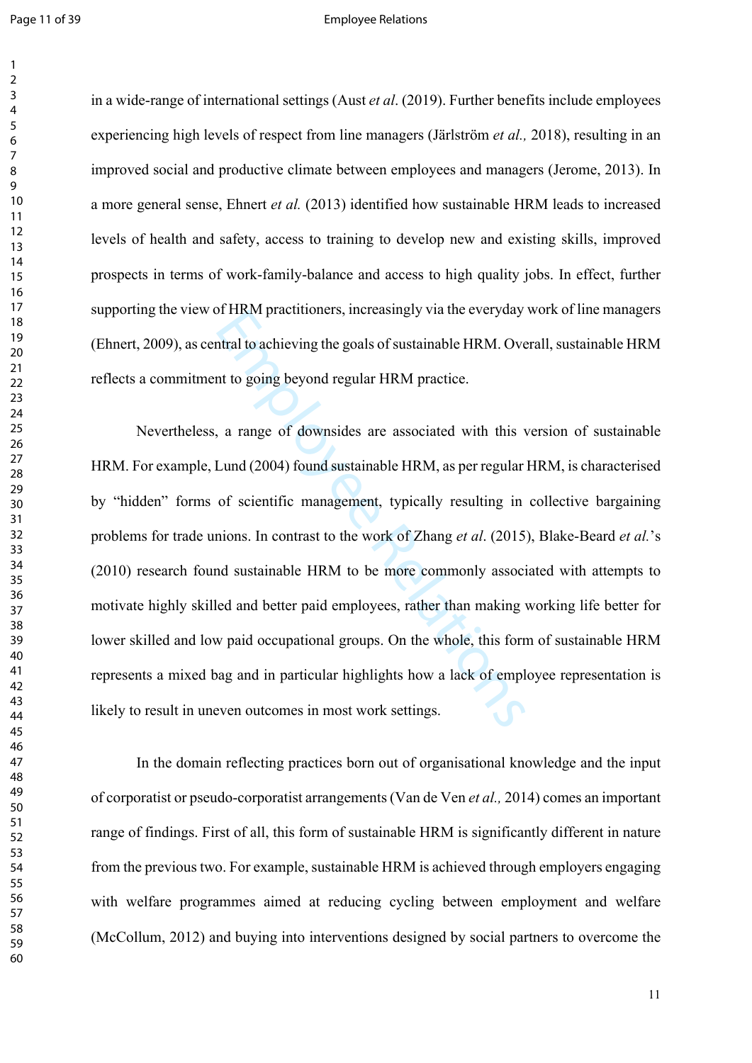in a wide-range of international settings (Aust *et al*. (2019). Further benefits include employees experiencing high levels of respect from line managers (Järlström *et al.,* 2018), resulting in an improved social and productive climate between employees and managers (Jerome, 2013). In a more general sense, Ehnert *et al.* (2013) identified how sustainable HRM leads to increased levels of health and safety, access to training to develop new and existing skills, improved prospects in terms of work-family-balance and access to high quality jobs. In effect, further supporting the view of HRM practitioners, increasingly via the everyday work of line managers (Ehnert, 2009), as central to achieving the goals of sustainable HRM. Overall, sustainable HRM reflects a commitment to going beyond regular HRM practice.

Nevertheless, a range of downsides are associated with this version of sustainable HRM. For example, Lund (2004) found sustainable HRM, as per regular HRM, is characterised by "hidden" forms of scientific management, typically resulting in collective bargaining problems for trade unions. In contrast to the work of Zhang *et al*. (2015), Blake-Beard *et al.*'s (2010) research found sustainable HRM to be more commonly associated with attempts to motivate highly skilled and better paid employees, rather than making working life better for lower skilled and low paid occupational groups. On the whole, this form of sustainable HRM represents a mixed bag and in particular highlights how a lack of employee representation is likely to result in uneven outcomes in most work settings.

In the domain reflecting practices born out of organisational knowledge and the input of corporatist or pseudo-corporatist arrangements (Van de Ven *et al.,* 2014) comes an important range of findings. First of all, this form of sustainable HRM is significantly different in nature from the previous two. For example, sustainable HRM is achieved through employers engaging with welfare programmes aimed at reducing cycling between employment and welfare (McCollum, 2012) and buying into interventions designed by social partners to overcome the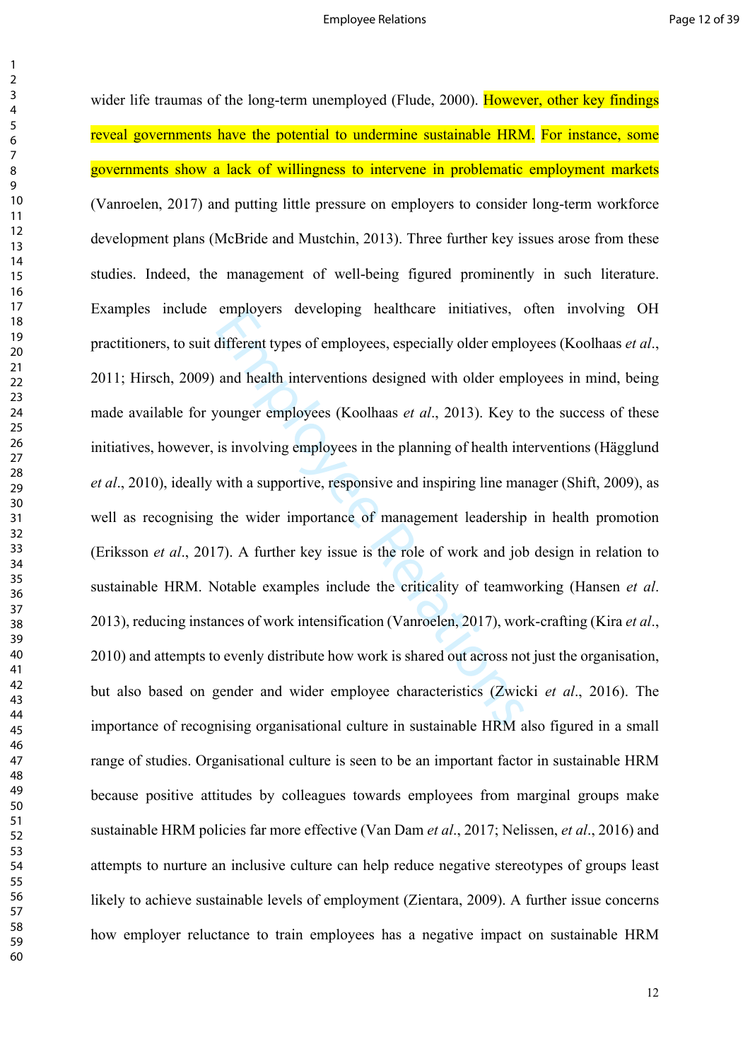wider life traumas of the long-term unemployed (Flude, 2000). However, other key findings reveal governments have the potential to undermine sustainable HRM. For instance, some governments show a lack of willingness to intervene in problematic employment markets (Vanroelen, 2017) and putting little pressure on employers to consider long-term workforce development plans (McBride and Mustchin, 2013). Three further key issues arose from these studies. Indeed, the management of well-being figured prominently in such literature. Examples include employers developing healthcare initiatives, often involving OH practitioners, to suit different types of employees, especially older employees (Koolhaas *et al*., 2011; Hirsch, 2009) and health interventions designed with older employees in mind, being made available for younger employees (Koolhaas *et al*., 2013). Key to the success of these initiatives, however, is involving employees in the planning of health interventions (Hägglund *et al*., 2010), ideally with a supportive, responsive and inspiring line manager (Shift, 2009), as well as recognising the wider importance of management leadership in health promotion (Eriksson *et al*., 2017). A further key issue is the role of work and job design in relation to sustainable HRM. Notable examples include the criticality of teamworking (Hansen *et al*. 2013), reducing instances of work intensification (Vanroelen, 2017), work-crafting (Kira *et al*., 2010) and attempts to evenly distribute how work is shared out across not just the organisation, but also based on gender and wider employee characteristics (Zwicki *et al*., 2016). The importance of recognising organisational culture in sustainable HRM also figured in a small range of studies. Organisational culture is seen to be an important factor in sustainable HRM because positive attitudes by colleagues towards employees from marginal groups make sustainable HRM policies far more effective (Van Dam *et al*., 2017; Nelissen, *et al*., 2016) and attempts to nurture an inclusive culture can help reduce negative stereotypes of groups least likely to achieve sustainable levels of employment (Zientara, 2009). A further issue concerns how employer reluctance to train employees has a negative impact on sustainable HRM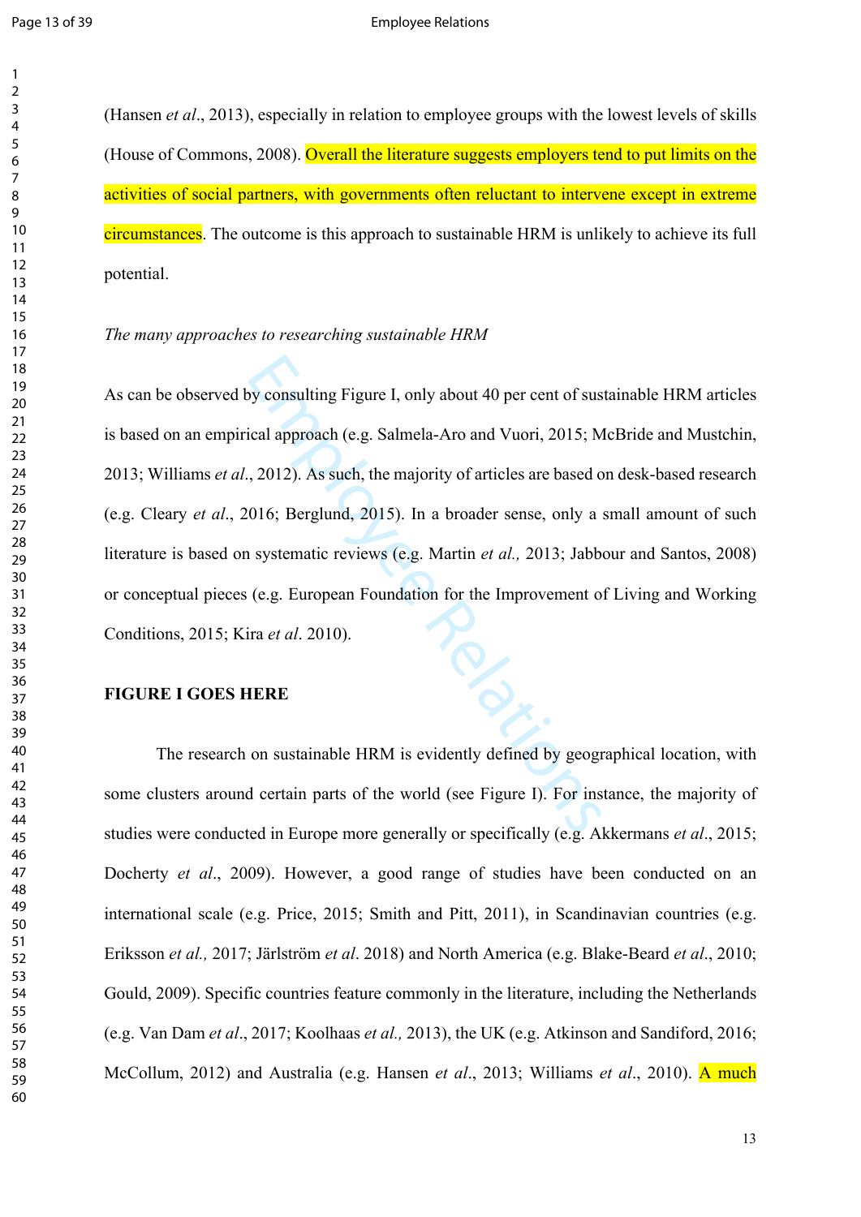(Hansen *et al*., 2013), especially in relation to employee groups with the lowest levels of skills (House of Commons, 2008). Overall the literature suggests employers tend to put limits on the activities of social partners, with governments often reluctant to intervene except in extreme circumstances. The outcome is this approach to sustainable HRM is unlikely to achieve its full potential.

*The many approaches to researching sustainable HRM*

As can be observed by consulting Figure I, only about 40 per cent of sustainable HRM articles is based on an empirical approach (e.g. Salmela-Aro and Vuori, 2015; McBride and Mustchin, 2013; Williams *et al*., 2012). As such, the majority of articles are based on desk-based research (e.g. Cleary *et al*., 2016; Berglund, 2015). In a broader sense, only a small amount of such literature is based on systematic reviews (e.g. Martin *et al.,* 2013; Jabbour and Santos, 2008) or conceptual pieces (e.g. European Foundation for the Improvement of Living and Working Conditions, 2015; Kira *et al*. 2010).

**FIGURE I GOES HERE**

The research on sustainable HRM is evidently defined by geographical location, with some clusters around certain parts of the world (see Figure I). For instance, the majority of studies were conducted in Europe more generally or specifically (e.g. Akkermans *et al*., 2015; Docherty *et al*., 2009). However, a good range of studies have been conducted on an international scale (e.g. Price, 2015; Smith and Pitt, 2011), in Scandinavian countries (e.g. Eriksson *et al.,* 2017; Järlström *et al*. 2018) and North America (e.g. Blake-Beard *et al*., 2010; Gould, 2009). Specific countries feature commonly in the literature, including the Netherlands (e.g. Van Dam *et al*., 2017; Koolhaas *et al.,* 2013), the UK (e.g. Atkinson and Sandiford, 2016; McCollum, 2012) and Australia (e.g. Hansen *et al*., 2013; Williams *et al*., 2010). A much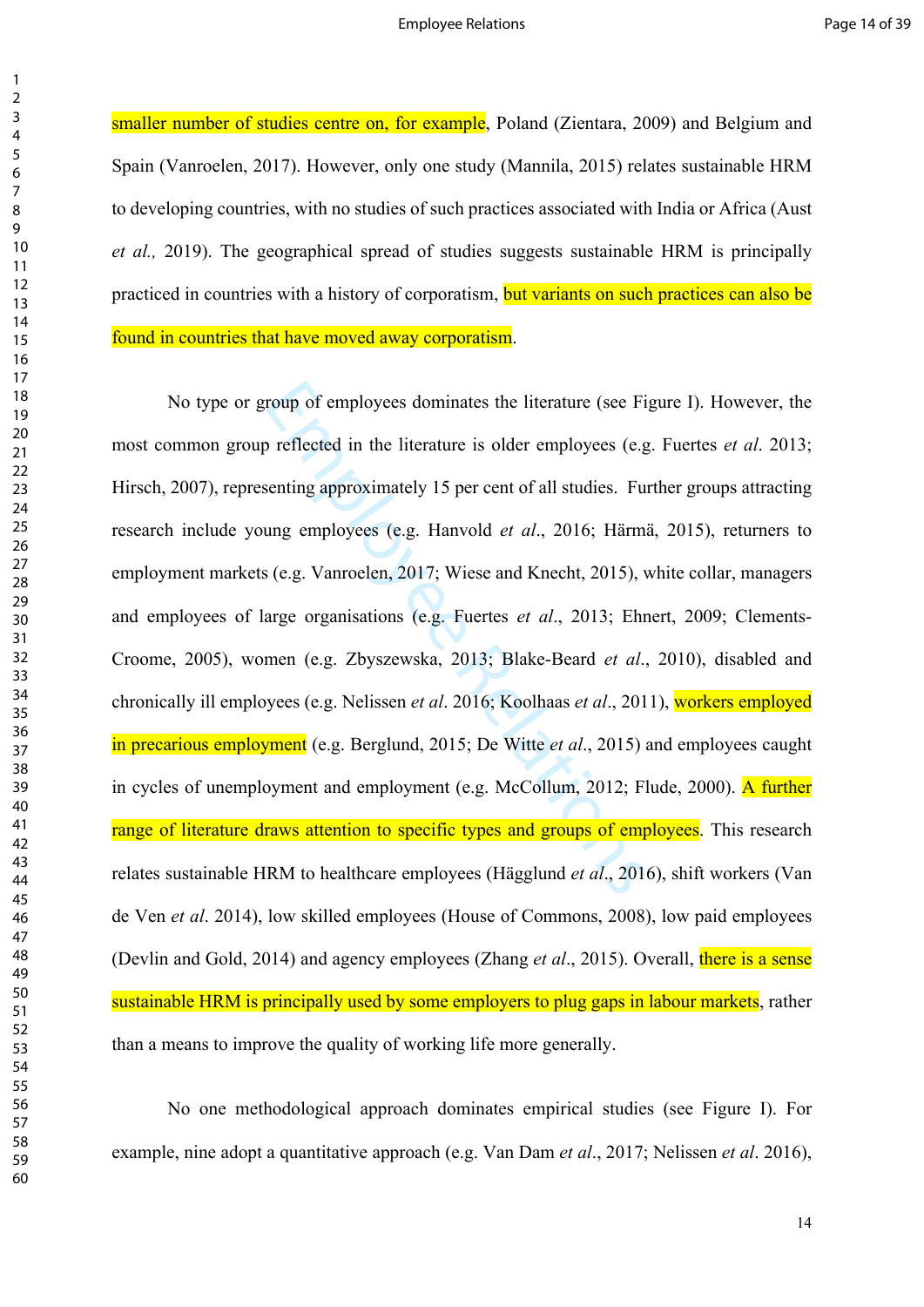smaller number of studies centre on, for example, Poland (Zientara, 2009) and Belgium and Spain (Vanroelen, 2017). However, only one study (Mannila, 2015) relates sustainable HRM to developing countries, with no studies of such practices associated with India or Africa (Aust *et al.,* 2019). The geographical spread of studies suggests sustainable HRM is principally practiced in countries with a history of corporatism, but variants on such practices can also be found in countries that have moved away corporatism.

No type or group of employees dominates the literature (see Figure I). However, the most common group reflected in the literature is older employees (e.g. Fuertes *et al*. 2013; Hirsch, 2007), representing approximately 15 per cent of all studies. Further groups attracting research include young employees (e.g. Hanvold *et al*., 2016; Härmä, 2015), returners to employment markets (e.g. Vanroelen, 2017; Wiese and Knecht, 2015), white collar, managers and employees of large organisations (e.g. Fuertes *et al*., 2013; Ehnert, 2009; Clements-Croome, 2005), women (e.g. Zbyszewska, 2013; Blake-Beard *et al*., 2010), disabled and chronically ill employees (e.g. Nelissen *et al*. 2016; Koolhaas *et al*., 2011), workers employed in precarious employment (e.g. Berglund, 2015; De Witte *et al*., 2015) and employees caught in cycles of unemployment and employment (e.g. McCollum, 2012; Flude, 2000). A further range of literature draws attention to specific types and groups of employees. This research relates sustainable HRM to healthcare employees (Hägglund *et al*., 2016), shift workers (Van de Ven *et al*. 2014), low skilled employees (House of Commons, 2008), low paid employees (Devlin and Gold, 2014) and agency employees (Zhang *et al*., 2015). Overall, there is a sense sustainable HRM is principally used by some employers to plug gaps in labour markets, rather than a means to improve the quality of working life more generally.

No one methodological approach dominates empirical studies (see Figure I). For example, nine adopt a quantitative approach (e.g. Van Dam *et al*., 2017; Nelissen *et al*. 2016),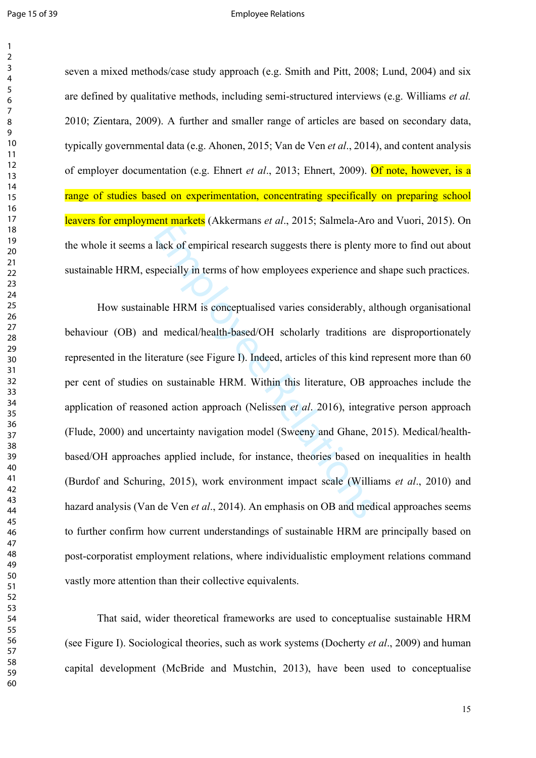seven a mixed methods/case study approach (e.g. Smith and Pitt, 2008; Lund, 2004) and six are defined by qualitative methods, including semi-structured interviews (e.g. Williams *et al.* 2010; Zientara, 2009). A further and smaller range of articles are based on secondary data, typically governmental data (e.g. Ahonen, 2015; Van de Ven *et al*., 2014), and content analysis of employer documentation (e.g. Ehnert *et al*., 2013; Ehnert, 2009). Of note, however, is a range of studies based on experimentation, concentrating specifically on preparing school leavers for employment markets (Akkermans *et al*., 2015; Salmela-Aro and Vuori, 2015). On the whole it seems a lack of empirical research suggests there is plenty more to find out about sustainable HRM, especially in terms of how employees experience and shape such practices.

How sustainable HRM is conceptualised varies considerably, although organisational behaviour (OB) and medical/health-based/OH scholarly traditions are disproportionately represented in the literature (see Figure I). Indeed, articles of this kind represent more than 60 per cent of studies on sustainable HRM. Within this literature, OB approaches include the application of reasoned action approach (Nelissen *et al*. 2016), integrative person approach (Flude, 2000) and uncertainty navigation model (Sweeny and Ghane, 2015). Medical/health-based/OH approaches applied include, for instance, theories based on inequalities in health (Burdof and Schuring, 2015), work environment impact scale (Williams *et al*., 2010) and hazard analysis (Van de Ven *et al*., 2014). An emphasis on OB and medical approaches seems to further confirm how current understandings of sustainable HRM are principally based on post-corporatist employment relations, where individualistic employment relations command vastly more attention than their collective equivalents.

That said, wider theoretical frameworks are used to conceptualise sustainable HRM (see Figure I). Sociological theories, such as work systems (Docherty *et al*., 2009) and human capital development (McBride and Mustchin, 2013), have been used to conceptualise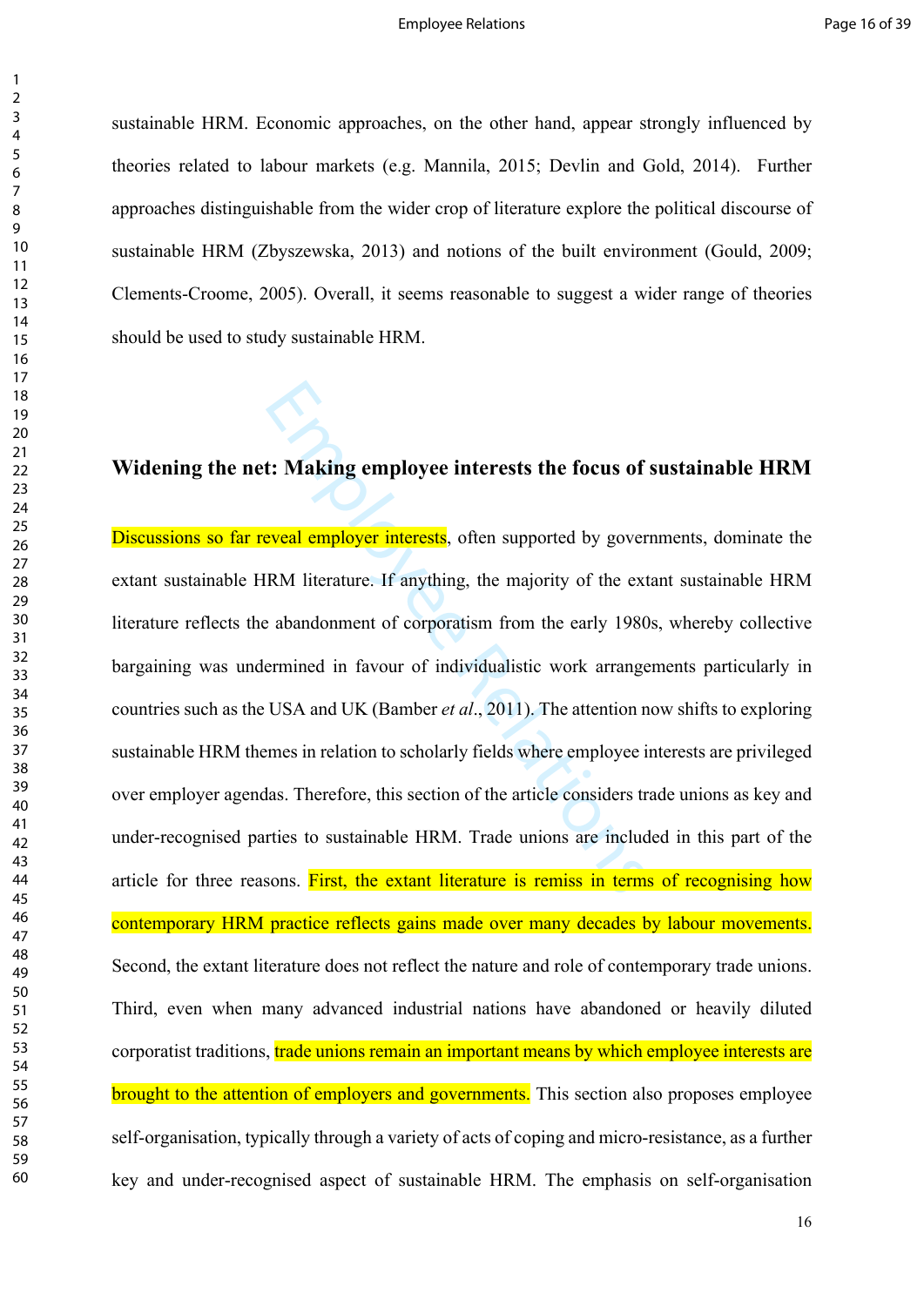sustainable HRM. Economic approaches, on the other hand, appear strongly influenced by theories related to labour markets (e.g. Mannila, 2015; Devlin and Gold, 2014). Further approaches distinguishable from the wider crop of literature explore the political discourse of sustainable HRM (Zbyszewska, 2013) and notions of the built environment (Gould, 2009; Clements-Croome, 2005). Overall, it seems reasonable to suggest a wider range of theories should be used to study sustainable HRM.

## Widening the net: Making employee interests the focus of sustainable HRM

Discussions so far reveal employer interests, often supported by governments, dominate the extant sustainable HRM literature. If anything, the majority of the extant sustainable HRM literature reflects the abandonment of corporatism from the early 1980s, whereby collective bargaining was undermined in favour of individualistic work arrangements particularly in countries such as the USA and UK (Bamber *et al*., 2011). The attention now shifts to exploring sustainable HRM themes in relation to scholarly fields where employee interests are privileged over employer agendas. Therefore, this section of the article considers trade unions as key and under-recognised parties to sustainable HRM. Trade unions are included in this part of the article for three reasons. First, the extant literature is remiss in terms of recognising how contemporary HRM practice reflects gains made over many decades by labour movements. Second, the extant literature does not reflect the nature and role of contemporary trade unions. Third, even when many advanced industrial nations have abandoned or heavily diluted corporatist traditions, trade unions remain an important means by which employee interests are brought to the attention of employers and governments. This section also proposes employee self-organisation, typically through a variety of acts of coping and micro-resistance, as a further key and under-recognised aspect of sustainable HRM. The emphasis on self-organisation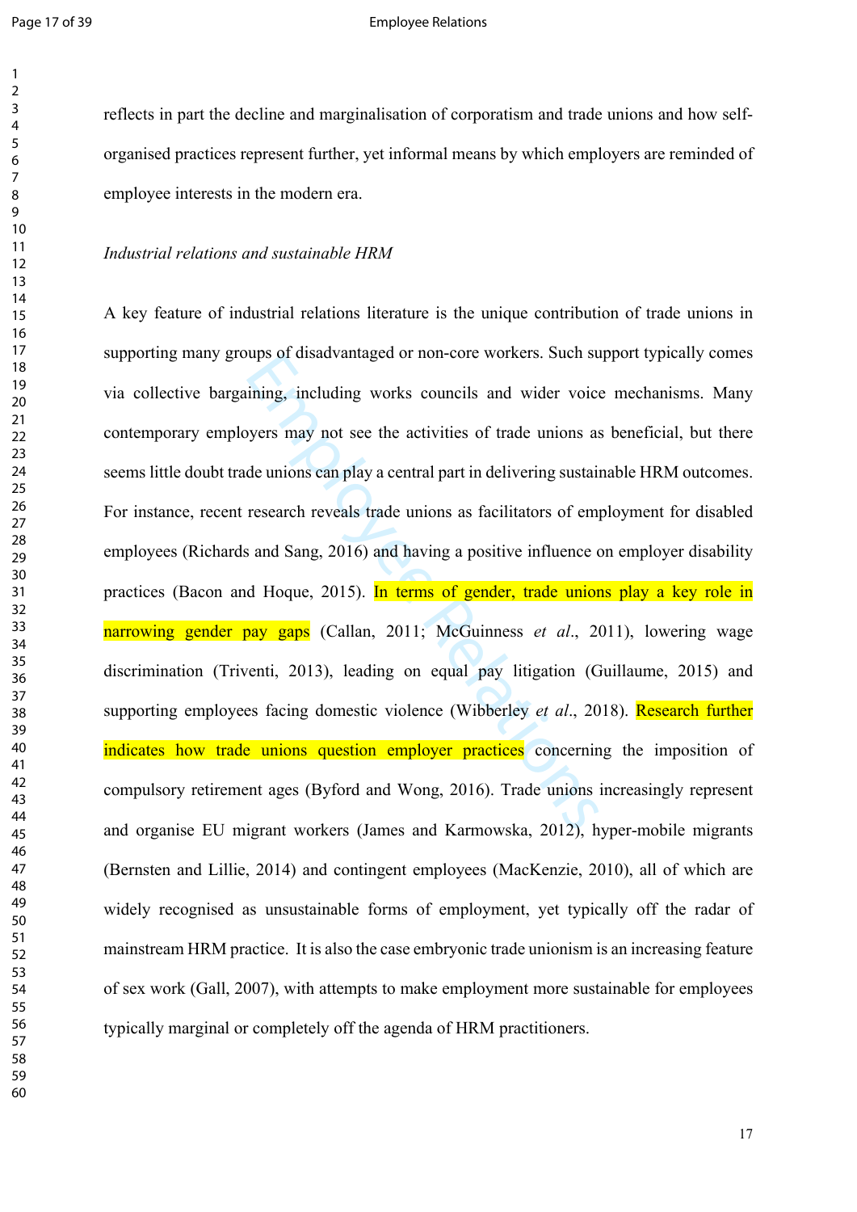reflects in part the decline and marginalisation of corporatism and trade unions and how self-organised practices represent further, yet informal means by which employers are reminded of employee interests in the modern era.

*Industrial relations and sustainable HRM*

A key feature of industrial relations literature is the unique contribution of trade unions in supporting many groups of disadvantaged or non-core workers. Such support typically comes via collective bargaining, including works councils and wider voice mechanisms. Many contemporary employers may not see the activities of trade unions as beneficial, but there seems little doubt trade unions can play a central part in delivering sustainable HRM outcomes. For instance, recent research reveals trade unions as facilitators of employment for disabled employees (Richards and Sang, 2016) and having a positive influence on employer disability practices (Bacon and Hoque, 2015). In terms of gender, trade unions play a key role in narrowing gender pay gaps (Callan, 2011; McGuinness *et al*., 2011), lowering wage discrimination (Triventi, 2013), leading on equal pay litigation (Guillaume, 2015) and supporting employees facing domestic violence (Wibberley *et al*., 2018). Research further indicates how trade unions question employer practices concerning the imposition of compulsory retirement ages (Byford and Wong, 2016). Trade unions increasingly represent and organise EU migrant workers (James and Karmowska, 2012), hyper-mobile migrants (Bernsten and Lillie, 2014) and contingent employees (MacKenzie, 2010), all of which are widely recognised as unsustainable forms of employment, yet typically off the radar of mainstream HRM practice. It is also the case embryonic trade unionism is an increasing feature of sex work (Gall, 2007), with attempts to make employment more sustainable for employees typically marginal or completely off the agenda of HRM practitioners.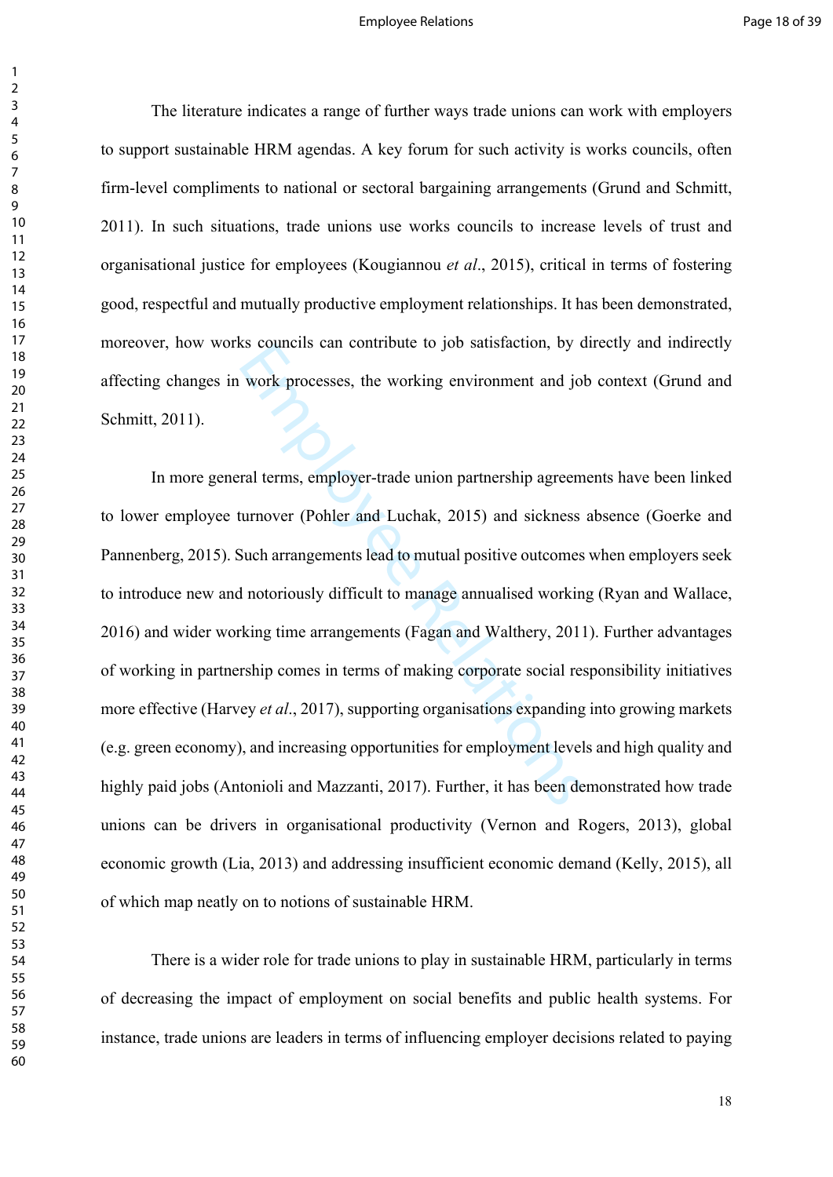The literature indicates a range of further ways trade unions can work with employers to support sustainable HRM agendas. A key forum for such activity is works councils, often firm-level compliments to national or sectoral bargaining arrangements (Grund and Schmitt, 2011). In such situations, trade unions use works councils to increase levels of trust and organisational justice for employees (Kougiannou *et al*., 2015), critical in terms of fostering good, respectful and mutually productive employment relationships. It has been demonstrated, moreover, how works councils can contribute to job satisfaction, by directly and indirectly affecting changes in work processes, the working environment and job context (Grund and Schmitt, 2011).

In more general terms, employer-trade union partnership agreements have been linked to lower employee turnover (Pohler and Luchak, 2015) and sickness absence (Goerke and Pannenberg, 2015). Such arrangements lead to mutual positive outcomes when employers seek to introduce new and notoriously difficult to manage annualised working (Ryan and Wallace, 2016) and wider working time arrangements (Fagan and Walthery, 2011). Further advantages of working in partnership comes in terms of making corporate social responsibility initiatives more effective (Harvey *et al*., 2017), supporting organisations expanding into growing markets (e.g. green economy), and increasing opportunities for employment levels and high quality and highly paid jobs (Antonioli and Mazzanti, 2017). Further, it has been demonstrated how trade unions can be drivers in organisational productivity (Vernon and Rogers, 2013), global economic growth (Lia, 2013) and addressing insufficient economic demand (Kelly, 2015), all of which map neatly on to notions of sustainable HRM.

There is a wider role for trade unions to play in sustainable HRM, particularly in terms of decreasing the impact of employment on social benefits and public health systems. For instance, trade unions are leaders in terms of influencing employer decisions related to paying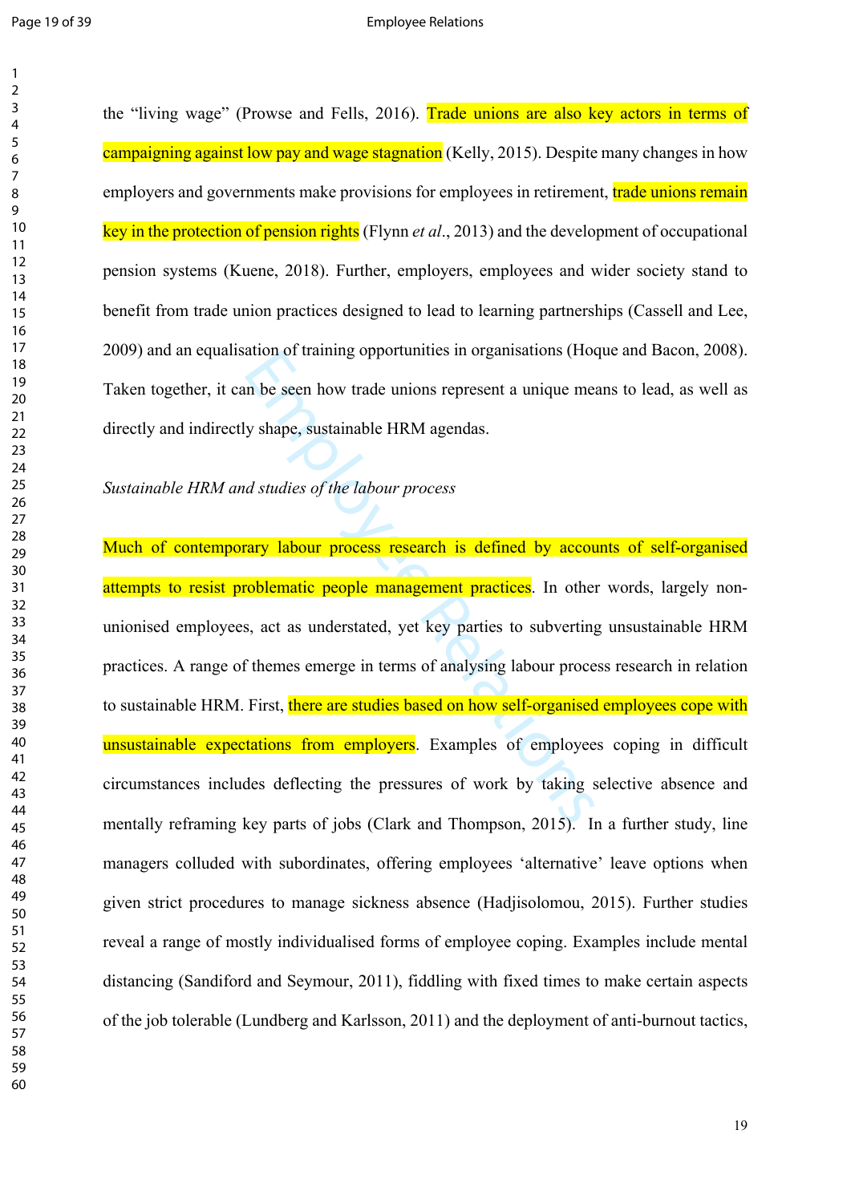the “living wage” (Prowse and Fells, 2016). Trade unions are also key actors in terms of campaigning against low pay and wage stagnation (Kelly, 2015). Despite many changes in how employers and governments make provisions for employees in retirement, trade unions remain key in the protection of pension rights (Flynn *et al*., 2013) and the development of occupational pension systems (Kuene, 2018). Further, employers, employees and wider society stand to benefit from trade union practices designed to lead to learning partnerships (Cassell and Lee, 2009) and an equalisation of training opportunities in organisations (Hoque and Bacon, 2008). Taken together, it can be seen how trade unions represent a unique means to lead, as well as directly and indirectly shape, sustainable HRM agendas.

*Sustainable HRM and studies of the labour process*

Much of contemporary labour process research is defined by accounts of self-organised attempts to resist problematic people management practices. In other words, largely non-unionised employees, act as understated, yet key parties to subverting unsustainable HRM practices. A range of themes emerge in terms of analysing labour process research in relation to sustainable HRM. First, there are studies based on how self-organised employees cope with unsustainable expectations from employers. Examples of employees coping in difficult circumstances includes deflecting the pressures of work by taking selective absence and mentally reframing key parts of jobs (Clark and Thompson, 2015). In a further study, line managers colluded with subordinates, offering employees ‘alternative’ leave options when given strict procedures to manage sickness absence (Hadjisolomou, 2015). Further studies reveal a range of mostly individualised forms of employee coping. Examples include mental distancing (Sandiford and Seymour, 2011), fiddling with fixed times to make certain aspects of the job tolerable (Lundberg and Karlsson, 2011) and the deployment of anti-burnout tactics,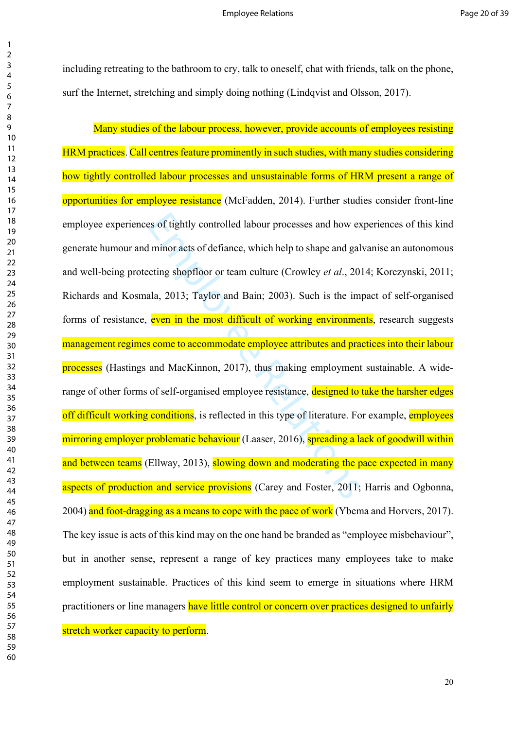including retreating to the bathroom to cry, talk to oneself, chat with friends, talk on the phone, surf the Internet, stretching and simply doing nothing (Lindqvist and Olsson, 2017).

Many studies of the labour process, however, provide accounts of employees resisting HRM practices. Call centres feature prominently in such studies, with many studies considering how tightly controlled labour processes and unsustainable forms of HRM present a range of opportunities for employee resistance (McFadden, 2014). Further studies consider front-line employee experiences of tightly controlled labour processes and how experiences of this kind generate humour and minor acts of defiance, which help to shape and galvanise an autonomous and well-being protecting shopfloor or team culture (Crowley *et al*., 2014; Korczynski, 2011; Richards and Kosmala, 2013; Taylor and Bain; 2003). Such is the impact of self-organised forms of resistance, even in the most difficult of working environments, research suggests management regimes come to accommodate employee attributes and practices into their labour processes (Hastings and MacKinnon, 2017), thus making employment sustainable. A wide-range of other forms of self-organised employee resistance, designed to take the harsher edges off difficult working conditions, is reflected in this type of literature. For example, employees mirroring employer problematic behaviour (Laaser, 2016), spreading a lack of goodwill within and between teams (Ellway, 2013), slowing down and moderating the pace expected in many aspects of production and service provisions (Carey and Foster, 2011; Harris and Ogbonna, 2004) and foot-dragging as a means to cope with the pace of work (Ybema and Horvers, 2017). The key issue is acts of this kind may on the one hand be branded as "employee misbehaviour", but in another sense, represent a range of key practices many employees take to make employment sustainable. Practices of this kind seem to emerge in situations where HRM practitioners or line managers have little control or concern over practices designed to unfairly stretch worker capacity to perform.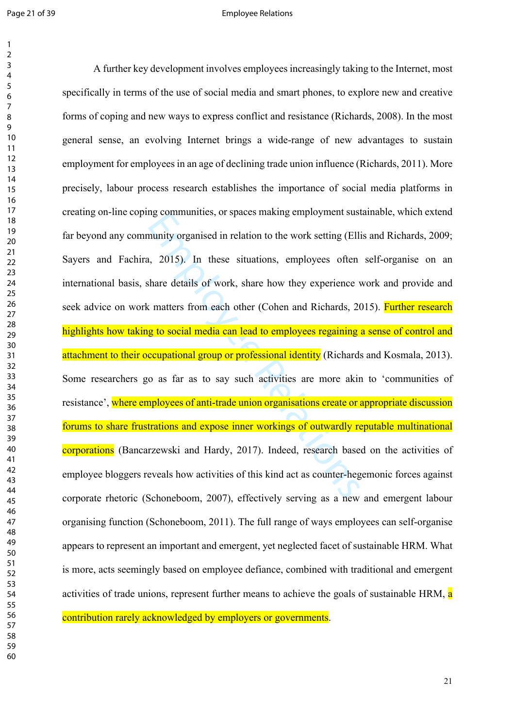A further key development involves employees increasingly taking to the Internet, most specifically in terms of the use of social media and smart phones, to explore new and creative forms of coping and new ways to express conflict and resistance (Richards, 2008). In the most general sense, an evolving Internet brings a wide-range of new advantages to sustain employment for employees in an age of declining trade union influence (Richards, 2011). More precisely, labour process research establishes the importance of social media platforms in creating on-line coping communities, or spaces making employment sustainable, which extend far beyond any community organised in relation to the work setting (Ellis and Richards, 2009; Sayers and Fachira, 2015). In these situations, employees often self-organise on an international basis, share details of work, share how they experience work and provide and seek advice on work matters from each other (Cohen and Richards, 2015). Further research highlights how taking to social media can lead to employees regaining a sense of control and attachment to their occupational group or professional identity (Richards and Kosmala, 2013). Some researchers go as far as to say such activities are more akin to 'communities of resistance', where employees of anti-trade union organisations create or appropriate discussion forums to share frustrations and expose inner workings of outwardly reputable multinational corporations (Bancarzewski and Hardy, 2017). Indeed, research based on the activities of employee bloggers reveals how activities of this kind act as counter-hegemonic forces against corporate rhetoric (Schoneboom, 2007), effectively serving as a new and emergent labour organising function (Schoneboom, 2011). The full range of ways employees can self-organise appears to represent an important and emergent, yet neglected facet of sustainable HRM. What is more, acts seemingly based on employee defiance, combined with traditional and emergent activities of trade unions, represent further means to achieve the goals of sustainable HRM, a contribution rarely acknowledged by employers or governments.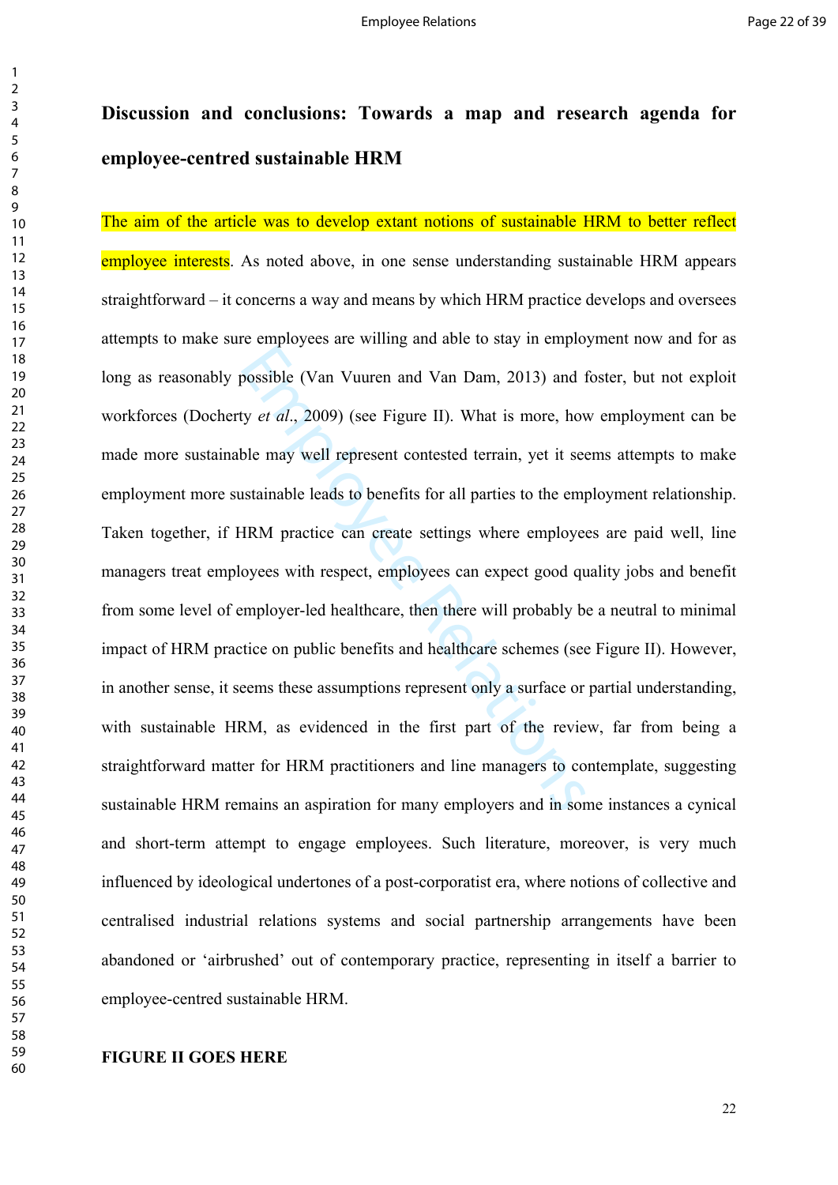## Discussion and conclusions: Towards a map and research agenda for employee-centred sustainable HRM

The aim of the article was to develop extant notions of sustainable HRM to better reflect employee interests. As noted above, in one sense understanding sustainable HRM appears straightforward – it concerns a way and means by which HRM practice develops and oversees attempts to make sure employees are willing and able to stay in employment now and for as long as reasonably possible (Van Vuuren and Van Dam, 2013) and foster, but not exploit workforces (Docherty *et al*., 2009) (see Figure II). What is more, how employment can be made more sustainable may well represent contested terrain, yet it seems attempts to make employment more sustainable leads to benefits for all parties to the employment relationship. Taken together, if HRM practice can create settings where employees are paid well, line managers treat employees with respect, employees can expect good quality jobs and benefit from some level of employer-led healthcare, then there will probably be a neutral to minimal impact of HRM practice on public benefits and healthcare schemes (see Figure II). However, in another sense, it seems these assumptions represent only a surface or partial understanding, with sustainable HRM, as evidenced in the first part of the review, far from being a straightforward matter for HRM practitioners and line managers to contemplate, suggesting sustainable HRM remains an aspiration for many employers and in some instances a cynical and short-term attempt to engage employees. Such literature, moreover, is very much influenced by ideological undertones of a post-corporatist era, where notions of collective and centralised industrial relations systems and social partnership arrangements have been abandoned or 'airbrushed' out of contemporary practice, representing in itself a barrier to employee-centred sustainable HRM.

**FIGURE II GOES HERE**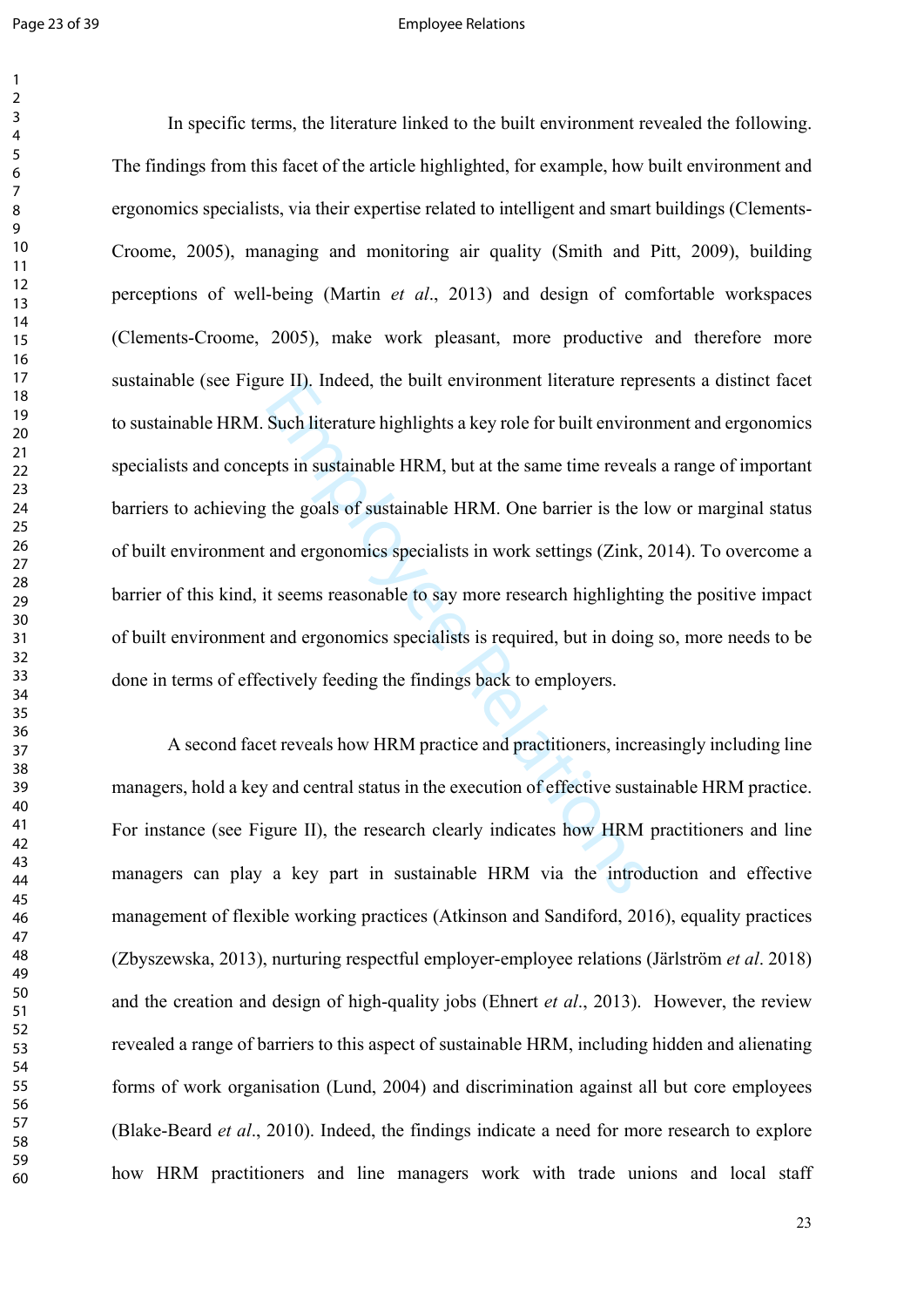In specific terms, the literature linked to the built environment revealed the following. The findings from this facet of the article highlighted, for example, how built environment and ergonomics specialists, via their expertise related to intelligent and smart buildings (Clements-Croome, 2005), managing and monitoring air quality (Smith and Pitt, 2009), building perceptions of well-being (Martin *et al*., 2013) and design of comfortable workspaces (Clements-Croome, 2005), make work pleasant, more productive and therefore more sustainable (see Figure II). Indeed, the built environment literature represents a distinct facet to sustainable HRM. Such literature highlights a key role for built environment and ergonomics specialists and concepts in sustainable HRM, but at the same time reveals a range of important barriers to achieving the goals of sustainable HRM. One barrier is the low or marginal status of built environment and ergonomics specialists in work settings (Zink, 2014). To overcome a barrier of this kind, it seems reasonable to say more research highlighting the positive impact of built environment and ergonomics specialists is required, but in doing so, more needs to be done in terms of effectively feeding the findings back to employers.

A second facet reveals how HRM practice and practitioners, increasingly including line managers, hold a key and central status in the execution of effective sustainable HRM practice. For instance (see Figure II), the research clearly indicates how HRM practitioners and line managers can play a key part in sustainable HRM via the introduction and effective management of flexible working practices (Atkinson and Sandiford, 2016), equality practices (Zbyszewska, 2013), nurturing respectful employer-employee relations (Järlström *et al*. 2018) and the creation and design of high-quality jobs (Ehnert *et al*., 2013). However, the review revealed a range of barriers to this aspect of sustainable HRM, including hidden and alienating forms of work organisation (Lund, 2004) and discrimination against all but core employees (Blake-Beard *et al*., 2010). Indeed, the findings indicate a need for more research to explore how HRM practitioners and line managers work with trade unions and local staff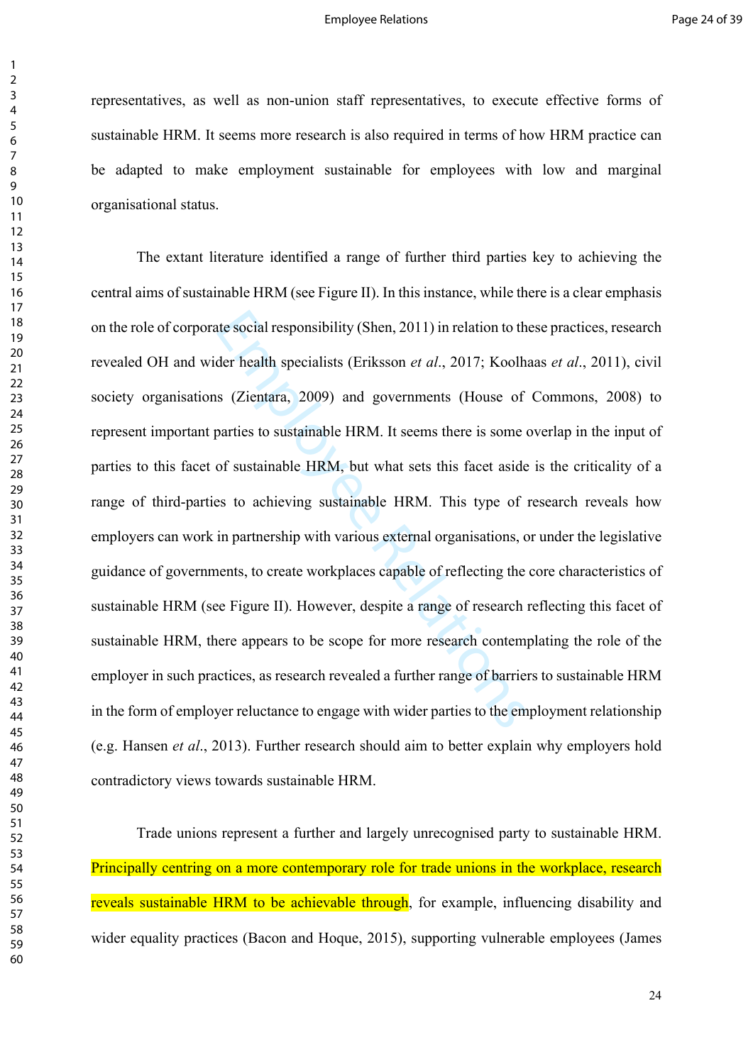representatives, as well as non-union staff representatives, to execute effective forms of sustainable HRM. It seems more research is also required in terms of how HRM practice can be adapted to make employment sustainable for employees with low and marginal organisational status.

The extant literature identified a range of further third parties key to achieving the central aims of sustainable HRM (see Figure II). In this instance, while there is a clear emphasis on the role of corporate social responsibility (Shen, 2011) in relation to these practices, research revealed OH and wider health specialists (Eriksson *et al*., 2017; Koolhaas *et al*., 2011), civil society organisations (Zientara, 2009) and governments (House of Commons, 2008) to represent important parties to sustainable HRM. It seems there is some overlap in the input of parties to this facet of sustainable HRM, but what sets this facet aside is the criticality of a range of third-parties to achieving sustainable HRM. This type of research reveals how employers can work in partnership with various external organisations, or under the legislative guidance of governments, to create workplaces capable of reflecting the core characteristics of sustainable HRM (see Figure II). However, despite a range of research reflecting this facet of sustainable HRM, there appears to be scope for more research contemplating the role of the employer in such practices, as research revealed a further range of barriers to sustainable HRM in the form of employer reluctance to engage with wider parties to the employment relationship (e.g. Hansen *et al*., 2013). Further research should aim to better explain why employers hold contradictory views towards sustainable HRM.

Trade unions represent a further and largely unrecognised party to sustainable HRM. Principally centring on a more contemporary role for trade unions in the workplace, research reveals sustainable HRM to be achievable through, for example, influencing disability and wider equality practices (Bacon and Hoque, 2015), supporting vulnerable employees (James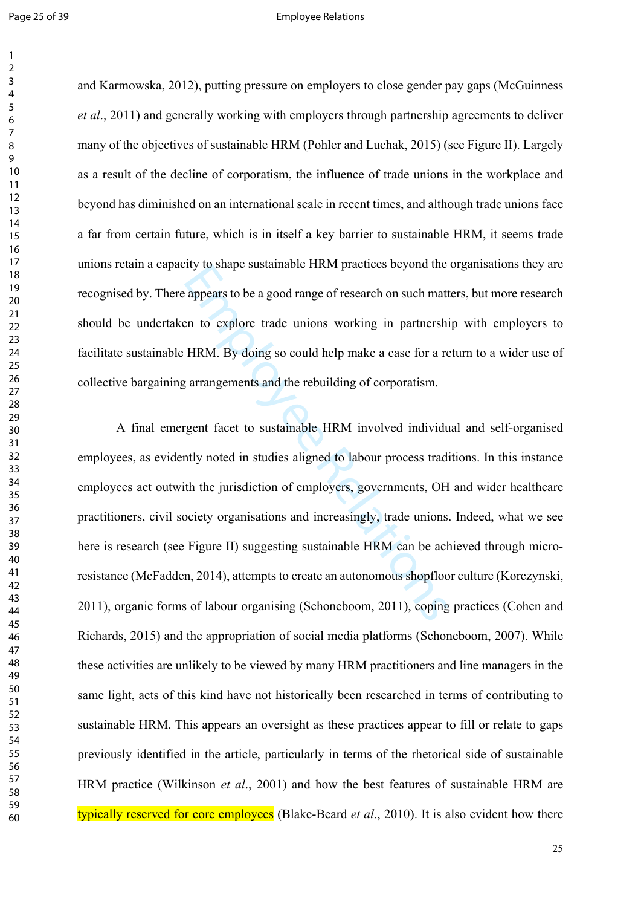and Karmowska, 2012), putting pressure on employers to close gender pay gaps (McGuinness *et al*., 2011) and generally working with employers through partnership agreements to deliver many of the objectives of sustainable HRM (Pohler and Luchak, 2015) (see Figure II). Largely as a result of the decline of corporatism, the influence of trade unions in the workplace and beyond has diminished on an international scale in recent times, and although trade unions face a far from certain future, which is in itself a key barrier to sustainable HRM, it seems trade unions retain a capacity to shape sustainable HRM practices beyond the organisations they are recognised by. There appears to be a good range of research on such matters, but more research should be undertaken to explore trade unions working in partnership with employers to facilitate sustainable HRM. By doing so could help make a case for a return to a wider use of collective bargaining arrangements and the rebuilding of corporatism.

A final emergent facet to sustainable HRM involved individual and self-organised employees, as evidently noted in studies aligned to labour process traditions. In this instance employees act outwith the jurisdiction of employers, governments, OH and wider healthcare practitioners, civil society organisations and increasingly, trade unions. Indeed, what we see here is research (see Figure II) suggesting sustainable HRM can be achieved through micro-resistance (McFadden, 2014), attempts to create an autonomous shopfloor culture (Korczynski, 2011), organic forms of labour organising (Schoneboom, 2011), coping practices (Cohen and Richards, 2015) and the appropriation of social media platforms (Schoneboom, 2007). While these activities are unlikely to be viewed by many HRM practitioners and line managers in the same light, acts of this kind have not historically been researched in terms of contributing to sustainable HRM. This appears an oversight as these practices appear to fill or relate to gaps previously identified in the article, particularly in terms of the rhetorical side of sustainable HRM practice (Wilkinson *et al*., 2001) and how the best features of sustainable HRM are typically reserved for core employees (Blake-Beard *et al*., 2010). It is also evident how there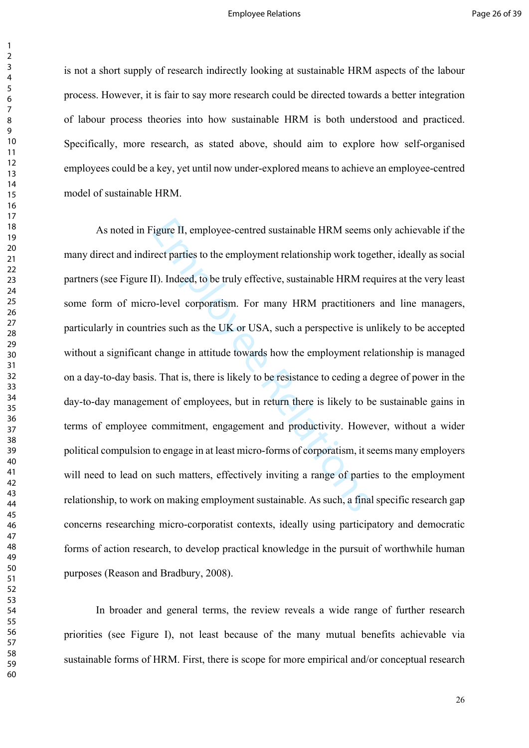is not a short supply of research indirectly looking at sustainable HRM aspects of the labour process. However, it is fair to say more research could be directed towards a better integration of labour process theories into how sustainable HRM is both understood and practiced. Specifically, more research, as stated above, should aim to explore how self-organised employees could be a key, yet until now under-explored means to achieve an employee-centred model of sustainable HRM.

As noted in Figure II, employee-centred sustainable HRM seems only achievable if the many direct and indirect parties to the employment relationship work together, ideally as social partners (see Figure II). Indeed, to be truly effective, sustainable HRM requires at the very least some form of micro-level corporatism. For many HRM practitioners and line managers, particularly in countries such as the UK or USA, such a perspective is unlikely to be accepted without a significant change in attitude towards how the employment relationship is managed on a day-to-day basis. That is, there is likely to be resistance to ceding a degree of power in the day-to-day management of employees, but in return there is likely to be sustainable gains in terms of employee commitment, engagement and productivity. However, without a wider political compulsion to engage in at least micro-forms of corporatism, it seems many employers will need to lead on such matters, effectively inviting a range of parties to the employment relationship, to work on making employment sustainable. As such, a final specific research gap concerns researching micro-corporatist contexts, ideally using participatory and democratic forms of action research, to develop practical knowledge in the pursuit of worthwhile human purposes (Reason and Bradbury, 2008).

In broader and general terms, the review reveals a wide range of further research priorities (see Figure I), not least because of the many mutual benefits achievable via sustainable forms of HRM. First, there is scope for more empirical and/or conceptual research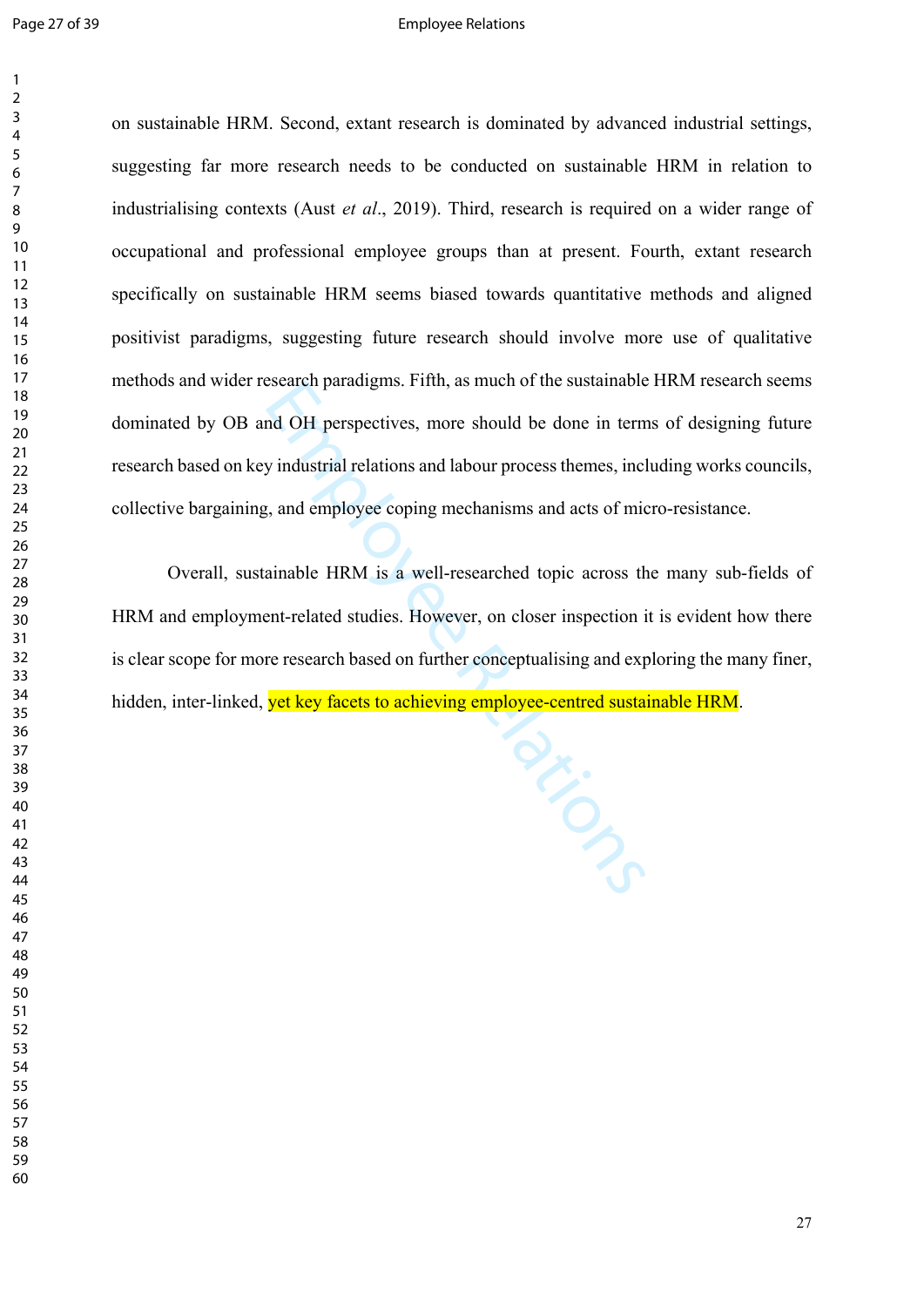on sustainable HRM. Second, extant research is dominated by advanced industrial settings, suggesting far more research needs to be conducted on sustainable HRM in relation to industrialising contexts (Aust *et al*., 2019). Third, research is required on a wider range of occupational and professional employee groups than at present. Fourth, extant research specifically on sustainable HRM seems biased towards quantitative methods and aligned positivist paradigms, suggesting future research should involve more use of qualitative methods and wider research paradigms. Fifth, as much of the sustainable HRM research seems dominated by OB and OH perspectives, more should be done in terms of designing future research based on key industrial relations and labour process themes, including works councils, collective bargaining, and employee coping mechanisms and acts of micro-resistance.

Overall, sustainable HRM is a well-researched topic across the many sub-fields of HRM and employment-related studies. However, on closer inspection it is evident how there is clear scope for more research based on further conceptualising and exploring the many finer, hidden, inter-linked, yet key facets to achieving employee-centred sustainable HRM.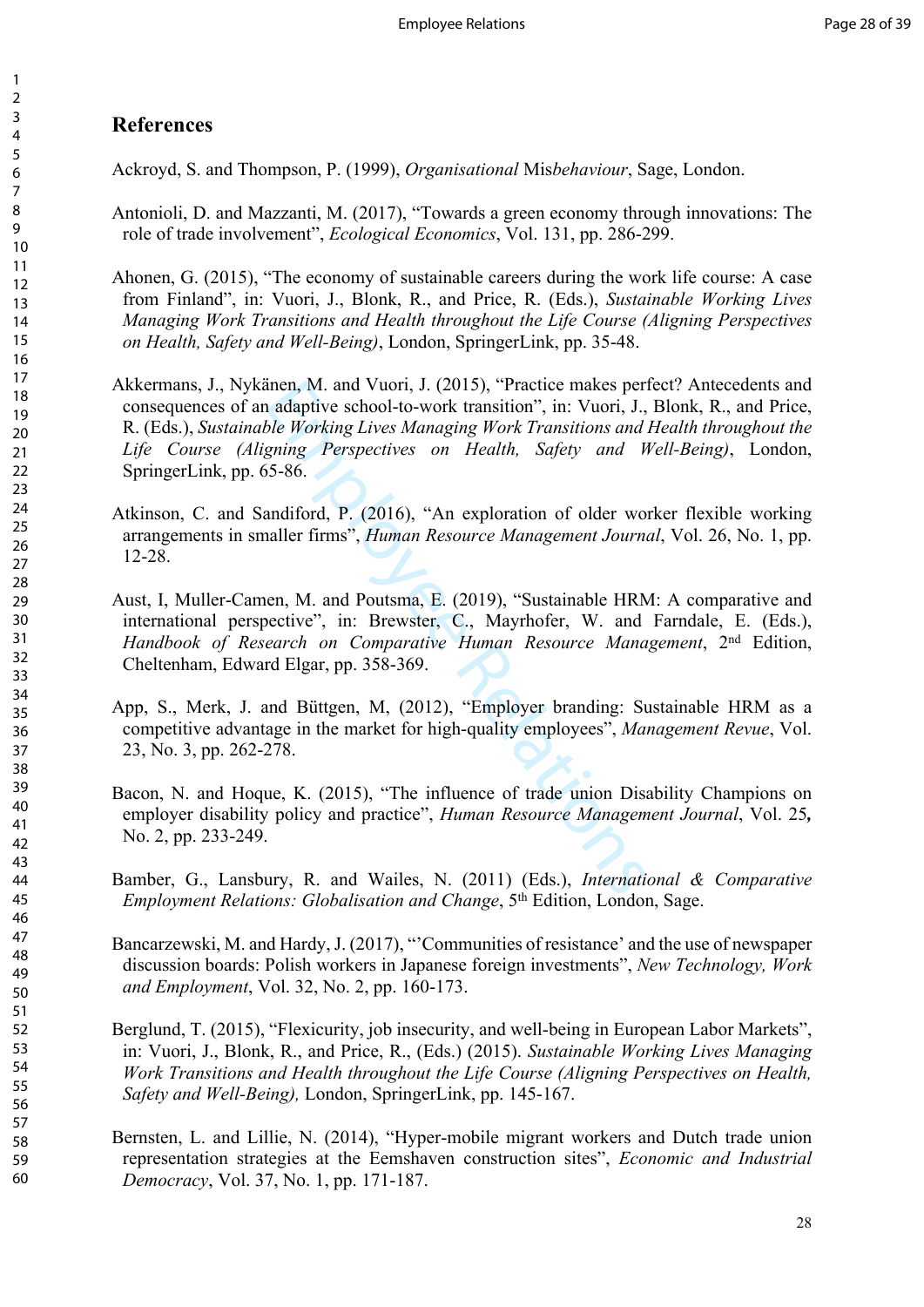## References

Ackroyd, S. and Thompson, P. (1999), *Organisational* Mis*behaviour*, Sage, London.

Antonioli, D. and Mazzanti, M. (2017), "Towards a green economy through innovations: The role of trade involvement", *Ecological Economics*, Vol. 131, pp. 286-299.

Ahonen, G. (2015), "The economy of sustainable careers during the work life course: A case from Finland", in: Vuori, J., Blonk, R., and Price, R. (Eds.), *Sustainable Working Lives Managing Work Transitions and Health throughout the Life Course (Aligning Perspectives on Health, Safety and Well-Being)*, London, SpringerLink, pp. 35-48.

Akkermans, J., Nykänen, M. and Vuori, J. (2015), "Practice makes perfect? Antecedents and consequences of an adaptive school-to-work transition", in: Vuori, J., Blonk, R., and Price, R. (Eds.), *Sustainable Working Lives Managing Work Transitions and Health throughout the Life Course (Aligning Perspectives on Health, Safety and Well-Being)*, London, SpringerLink, pp. 65-86.

Atkinson, C. and Sandiford, P. (2016), "An exploration of older worker flexible working arrangements in smaller firms", *Human Resource Management Journal*, Vol. 26, No. 1, pp. 12-28.

Aust, I, Muller-Camen, M. and Poutsma, E. (2019), "Sustainable HRM: A comparative and international perspective", in: Brewster, C., Mayrhofer, W. and Farndale, E. (Eds.), *Handbook of Research on Comparative Human Resource Management*, 2nd Edition, Cheltenham, Edward Elgar, pp. 358-369.

App, S., Merk, J. and Büttgen, M, (2012), "Employer branding: Sustainable HRM as a competitive advantage in the market for high-quality employees", *Management Revue*, Vol. 23, No. 3, pp. 262-278.

Bacon, N. and Hoque, K. (2015), "The influence of trade union Disability Champions on employer disability policy and practice", *Human Resource Management Journal*, Vol. 25**,** No. 2, pp. 233-249.

Bamber, G., Lansbury, R. and Wailes, N. (2011) (Eds.), *International & Comparative Employment Relations: Globalisation and Change*, 5th Edition, London, Sage.

Bancarzewski, M. and Hardy, J. (2017), "'Communities of resistance' and the use of newspaper discussion boards: Polish workers in Japanese foreign investments", *New Technology, Work and Employment*, Vol. 32, No. 2, pp. 160-173.

Berglund, T. (2015), "Flexicurity, job insecurity, and well-being in European Labor Markets", in: Vuori, J., Blonk, R., and Price, R., (Eds.) (2015). *Sustainable Working Lives Managing Work Transitions and Health throughout the Life Course (Aligning Perspectives on Health, Safety and Well-Being),* London, SpringerLink, pp. 145-167.

Bernsten, L. and Lillie, N. (2014), "Hyper-mobile migrant workers and Dutch trade union representation strategies at the Eemshaven construction sites", *Economic and Industrial Democracy*, Vol. 37, No. 1, pp. 171-187.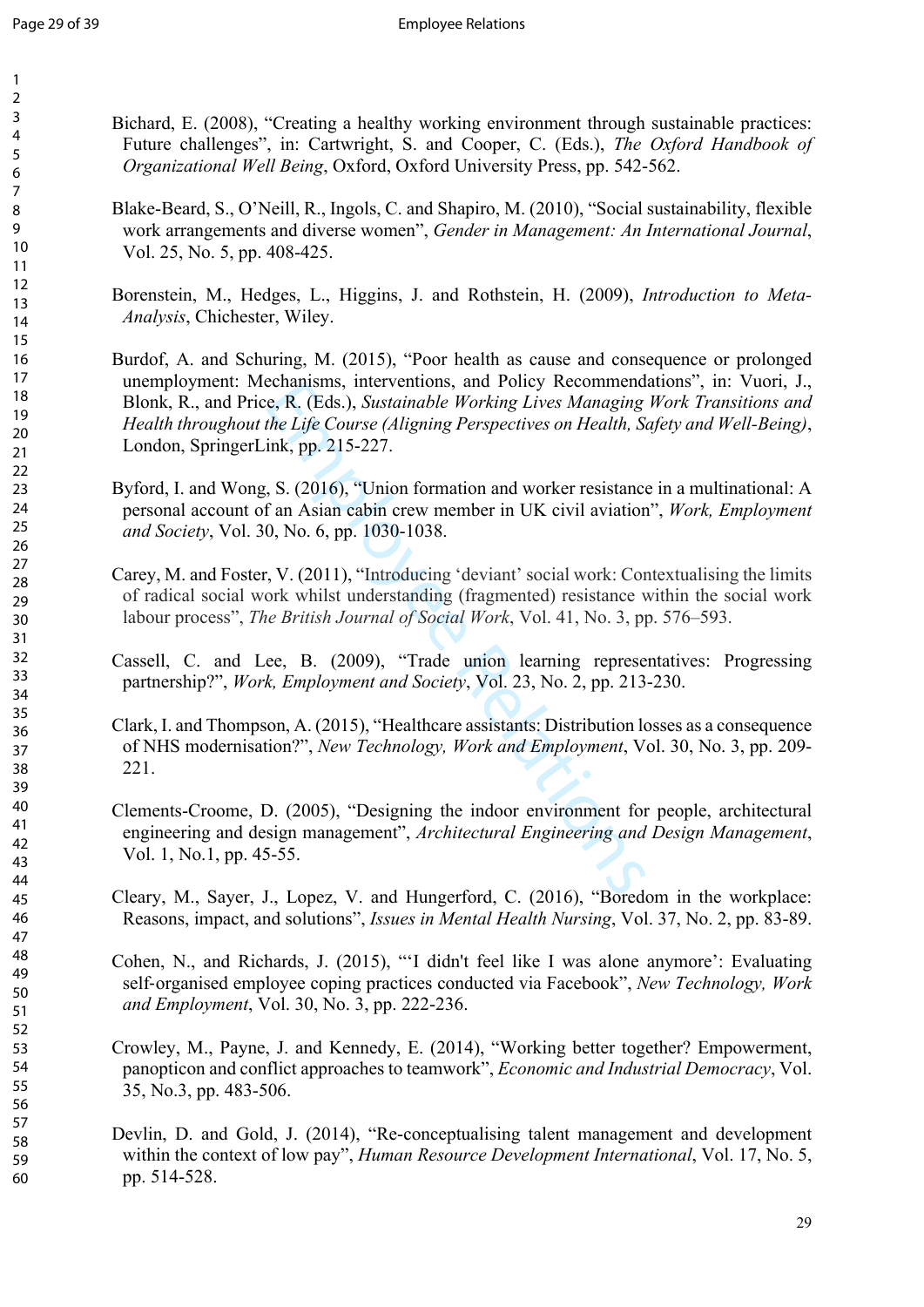Bichard, E. (2008), "Creating a healthy working environment through sustainable practices: Future challenges", in: Cartwright, S. and Cooper, C. (Eds.), *The Oxford Handbook of Organizational Well Being*, Oxford, Oxford University Press, pp. 542-562.

Blake-Beard, S., O'Neill, R., Ingols, C. and Shapiro, M. (2010), "Social sustainability, flexible work arrangements and diverse women", *Gender in Management: An International Journal*, Vol. 25, No. 5, pp. 408-425.

Borenstein, M., Hedges, L., Higgins, J. and Rothstein, H. (2009), *Introduction to Meta-Analysis*, Chichester, Wiley.

Burdof, A. and Schuring, M. (2015), "Poor health as cause and consequence or prolonged unemployment: Mechanisms, interventions, and Policy Recommendations", in: Vuori, J., Blonk, R., and Price, R. (Eds.), *Sustainable Working Lives Managing Work Transitions and Health throughout the Life Course (Aligning Perspectives on Health, Safety and Well-Being)*, London, SpringerLink, pp. 215-227.

Byford, I. and Wong, S. (2016), "Union formation and worker resistance in a multinational: A personal account of an Asian cabin crew member in UK civil aviation", *Work, Employment and Society*, Vol. 30, No. 6, pp. 1030-1038.

Carey, M. and Foster, V. (2011), "Introducing 'deviant' social work: Contextualising the limits of radical social work whilst understanding (fragmented) resistance within the social work labour process", *The British Journal of Social Work*, Vol. 41, No. 3, pp. 576–593.

Cassell, C. and Lee, B. (2009), "Trade union learning representatives: Progressing partnership?", *Work, Employment and Society*, Vol. 23, No. 2, pp. 213-230.

Clark, I. and Thompson, A. (2015), "Healthcare assistants: Distribution losses as a consequence of NHS modernisation?", *New Technology, Work and Employment*, Vol. 30, No. 3, pp. 209-221.

Clements-Croome, D. (2005), "Designing the indoor environment for people, architectural engineering and design management", *Architectural Engineering and Design Management*, Vol. 1, No.1, pp. 45-55.

Cleary, M., Sayer, J., Lopez, V. and Hungerford, C. (2016), "Boredom in the workplace: Reasons, impact, and solutions", *Issues in Mental Health Nursing*, Vol. 37, No. 2, pp. 83-89.

Cohen, N., and Richards, J. (2015), "'I didn't feel like I was alone anymore': Evaluating self-organised employee coping practices conducted via Facebook", *New Technology, Work and Employment*, Vol. 30, No. 3, pp. 222-236.

Crowley, M., Payne, J. and Kennedy, E. (2014), "Working better together? Empowerment, panopticon and conflict approaches to teamwork", *Economic and Industrial Democracy*, Vol. 35, No.3, pp. 483-506.

Devlin, D. and Gold, J. (2014), "Re-conceptualising talent management and development within the context of low pay", *Human Resource Development International*, Vol. 17, No. 5, pp. 514-528.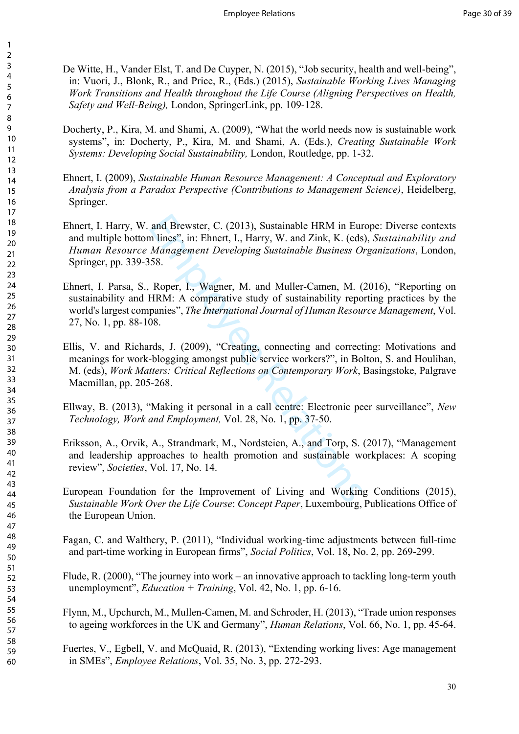De Witte, H., Vander Elst, T. and De Cuyper, N. (2015), "Job security, health and well-being", in: Vuori, J., Blonk, R., and Price, R., (Eds.) (2015), *Sustainable Working Lives Managing Work Transitions and Health throughout the Life Course (Aligning Perspectives on Health, Safety and Well-Being),* London, SpringerLink, pp. 109-128.

Docherty, P., Kira, M. and Shami, A. (2009), "What the world needs now is sustainable work systems", in: Docherty, P., Kira, M. and Shami, A. (Eds.), *Creating Sustainable Work Systems: Developing Social Sustainability,* London, Routledge, pp. 1-32.

Ehnert, I. (2009), *Sustainable Human Resource Management: A Conceptual and Exploratory Analysis from a Paradox Perspective (Contributions to Management Science)*, Heidelberg, Springer.

Ehnert, I. Harry, W. and Brewster, C. (2013), Sustainable HRM in Europe: Diverse contexts and multiple bottom lines", in: Ehnert, I., Harry, W. and Zink, K. (eds), *Sustainability and Human Resource Management Developing Sustainable Business Organizations*, London, Springer, pp. 339-358.

Ehnert, I. Parsa, S., Roper, I., Wagner, M. and Muller-Camen, M. (2016), "Reporting on sustainability and HRM: A comparative study of sustainability reporting practices by the world's largest companies", *The International Journal of Human Resource Management*, Vol. 27, No. 1, pp. 88-108.

Ellis, V. and Richards, J. (2009), "Creating, connecting and correcting: Motivations and meanings for work-blogging amongst public service workers?", in Bolton, S. and Houlihan, M. (eds), *Work Matters: Critical Reflections on Contemporary Work*, Basingstoke, Palgrave Macmillan, pp. 205-268.

Ellway, B. (2013), "Making it personal in a call centre: Electronic peer surveillance", *New Technology, Work and Employment,* Vol. 28, No. 1, pp. 37-50.

Eriksson, A., Orvik, A., Strandmark, M., Nordsteien, A., and Torp, S. (2017), "Management and leadership approaches to health promotion and sustainable workplaces: A scoping review", *Societies*, Vol. 17, No. 14.

European Foundation for the Improvement of Living and Working Conditions (2015), *Sustainable Work Over the Life Course*: *Concept Paper*, Luxembourg, Publications Office of the European Union.

Fagan, C. and Walthery, P. (2011), "Individual working-time adjustments between full-time and part-time working in European firms", *Social Politics*, Vol. 18, No. 2, pp. 269-299.

Flude, R. (2000), "The journey into work – an innovative approach to tackling long-term youth unemployment", *Education + Training*, Vol. 42, No. 1, pp. 6-16.

Flynn, M., Upchurch, M., Mullen-Camen, M. and Schroder, H. (2013), "Trade union responses to ageing workforces in the UK and Germany", *Human Relations*, Vol. 66, No. 1, pp. 45-64.

Fuertes, V., Egbell, V. and McQuaid, R. (2013), "Extending working lives: Age management in SMEs", *Employee Relations*, Vol. 35, No. 3, pp. 272-293.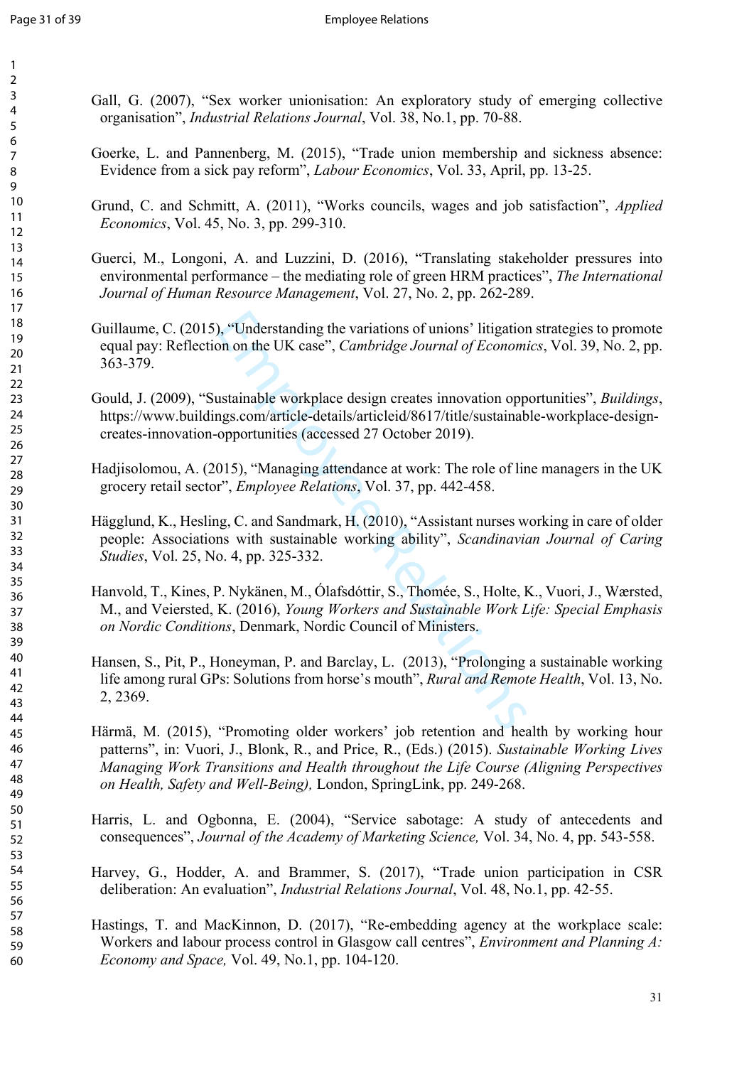Gall, G. (2007), "Sex worker unionisation: An exploratory study of emerging collective organisation", *Industrial Relations Journal*, Vol. 38, No.1, pp. 70-88.

Goerke, L. and Pannenberg, M. (2015), "Trade union membership and sickness absence: Evidence from a sick pay reform", *Labour Economics*, Vol. 33, April, pp. 13-25.

Grund, C. and Schmitt, A. (2011), "Works councils, wages and job satisfaction", *Applied Economics*, Vol. 45, No. 3, pp. 299-310.

Guerci, M., Longoni, A. and Luzzini, D. (2016), "Translating stakeholder pressures into environmental performance – the mediating role of green HRM practices", *The International Journal of Human Resource Management*, Vol. 27, No. 2, pp. 262-289.

Guillaume, C. (2015), "Understanding the variations of unions' litigation strategies to promote equal pay: Reflection on the UK case", *Cambridge Journal of Economics*, Vol. 39, No. 2, pp. 363-379.

Gould, J. (2009), "Sustainable workplace design creates innovation opportunities", *Buildings*, https://www.buildings.com/article-details/articleid/8617/title/sustainable-workplace-design-creates-innovation-opportunities (accessed 27 October 2019).

Hadjisolomou, A. (2015), "Managing attendance at work: The role of line managers in the UK grocery retail sector", *Employee Relations*, Vol. 37, pp. 442-458.

Hägglund, K., Hesling, C. and Sandmark, H. (2010), "Assistant nurses working in care of older people: Associations with sustainable working ability", *Scandinavian Journal of Caring Studies*, Vol. 25, No. 4, pp. 325-332.

Hanvold, T., Kines, P. Nykänen, M., Ólafsdóttir, S., Thomée, S., Holte, K., Vuori, J., Wærsted, M., and Veiersted, K. (2016), *Young Workers and Sustainable Work Life: Special Emphasis on Nordic Conditions*, Denmark, Nordic Council of Ministers.

Hansen, S., Pit, P., Honeyman, P. and Barclay, L. (2013), "Prolonging a sustainable working life among rural GPs: Solutions from horse's mouth", *Rural and Remote Health*, Vol. 13, No. 2, 2369.

Härmä, M. (2015), "Promoting older workers' job retention and health by working hour patterns", in: Vuori, J., Blonk, R., and Price, R., (Eds.) (2015). *Sustainable Working Lives Managing Work Transitions and Health throughout the Life Course (Aligning Perspectives on Health, Safety and Well-Being),* London, SpringLink, pp. 249-268.

Harris, L. and Ogbonna, E. (2004), "Service sabotage: A study of antecedents and consequences", *Journal of the Academy of Marketing Science,* Vol. 34, No. 4, pp. 543-558.

Harvey, G., Hodder, A. and Brammer, S. (2017), "Trade union participation in CSR deliberation: An evaluation", *Industrial Relations Journal*, Vol. 48, No.1, pp. 42-55.

Hastings, T. and MacKinnon, D. (2017), "Re-embedding agency at the workplace scale: Workers and labour process control in Glasgow call centres", *Environment and Planning A: Economy and Space,* Vol. 49, No.1, pp. 104-120.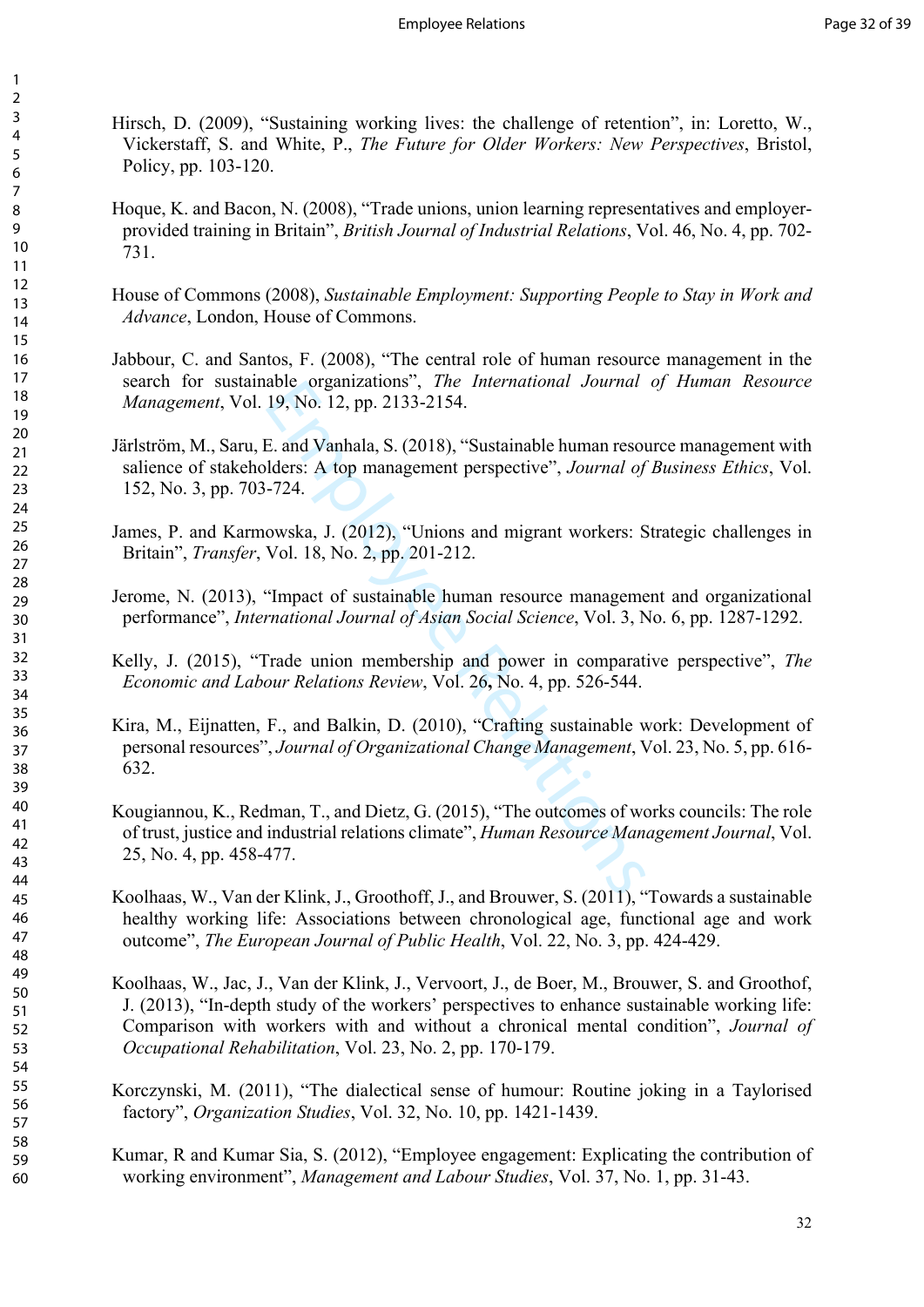Hirsch, D. (2009), “Sustaining working lives: the challenge of retention”, in: Loretto, W., Vickerstaff, S. and White, P., *The Future for Older Workers: New Perspectives*, Bristol, Policy, pp. 103-120.

Hoque, K. and Bacon, N. (2008), “Trade unions, union learning representatives and employer-provided training in Britain”, *British Journal of Industrial Relations*, Vol. 46, No. 4, pp. 702-731.

House of Commons (2008), *Sustainable Employment: Supporting People to Stay in Work and Advance*, London, House of Commons.

Jabbour, C. and Santos, F. (2008), “The central role of human resource management in the search for sustainable organizations”, *The International Journal of Human Resource Management*, Vol. 19, No. 12, pp. 2133-2154.

Järlström, M., Saru, E. and Vanhala, S. (2018), “Sustainable human resource management with salience of stakeholders: A top management perspective”, *Journal of Business Ethics*, Vol. 152, No. 3, pp. 703-724.

James, P. and Karmowska, J. (2012), “Unions and migrant workers: Strategic challenges in Britain”, *Transfer*, Vol. 18, No. 2, pp. 201-212.

Jerome, N. (2013), “Impact of sustainable human resource management and organizational performance”, *International Journal of Asian Social Science*, Vol. 3, No. 6, pp. 1287-1292.

Kelly, J. (2015), “Trade union membership and power in comparative perspective”, *The Economic and Labour Relations Review*, Vol. 26, No. 4, pp. 526-544.

Kira, M., Eijnatten, F., and Balkin, D. (2010), “Crafting sustainable work: Development of personal resources”, *Journal of Organizational Change Management*, Vol. 23, No. 5, pp. 616-632.

Kougiannou, K., Redman, T., and Dietz, G. (2015), “The outcomes of works councils: The role of trust, justice and industrial relations climate”, *Human Resource Management Journal*, Vol. 25, No. 4, pp. 458-477.

Koolhaas, W., Van der Klink, J., Groothoff, J., and Brouwer, S. (2011), “Towards a sustainable healthy working life: Associations between chronological age, functional age and work outcome”, *The European Journal of Public Health*, Vol. 22, No. 3, pp. 424-429.

Koolhaas, W., Jac, J., Van der Klink, J., Vervoort, J., de Boer, M., Brouwer, S. and Groothof, J. (2013), “In-depth study of the workers’ perspectives to enhance sustainable working life: Comparison with workers with and without a chronical mental condition”, *Journal of Occupational Rehabilitation*, Vol. 23, No. 2, pp. 170-179.

Korczynski, M. (2011), “The dialectical sense of humour: Routine joking in a Taylorised factory”, *Organization Studies*, Vol. 32, No. 10, pp. 1421-1439.

Kumar, R and Kumar Sia, S. (2012), “Employee engagement: Explicating the contribution of working environment”, *Management and Labour Studies*, Vol. 37, No. 1, pp. 31-43.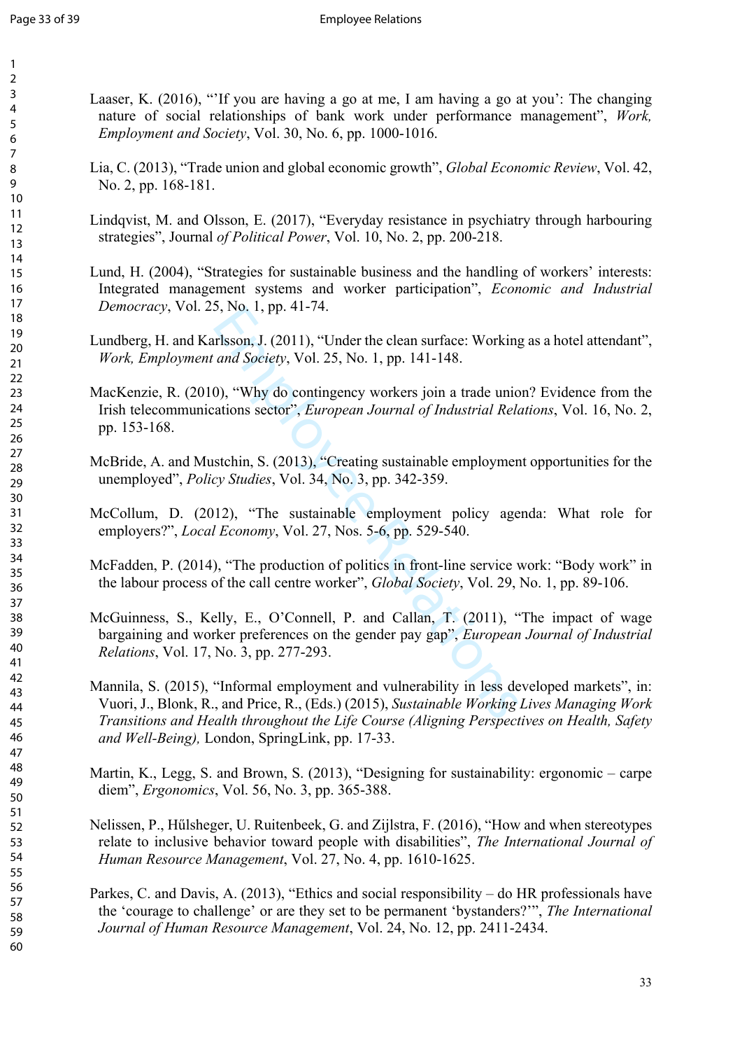Laaser, K. (2016), "'If you are having a go at me, I am having a go at you': The changing nature of social relationships of bank work under performance management", *Work, Employment and Society*, Vol. 30, No. 6, pp. 1000-1016.

Lia, C. (2013), "Trade union and global economic growth", *Global Economic Review*, Vol. 42, No. 2, pp. 168-181.

Lindqvist, M. and Olsson, E. (2017), "Everyday resistance in psychiatry through harbouring strategies", Journal *of Political Power*, Vol. 10, No. 2, pp. 200-218.

Lund, H. (2004), "Strategies for sustainable business and the handling of workers' interests: Integrated management systems and worker participation", *Economic and Industrial Democracy*, Vol. 25, No. 1, pp. 41-74.

Lundberg, H. and Karlsson, J. (2011), "Under the clean surface: Working as a hotel attendant", *Work, Employment and Society*, Vol. 25, No. 1, pp. 141-148.

MacKenzie, R. (2010), "Why do contingency workers join a trade union? Evidence from the Irish telecommunications sector", *European Journal of Industrial Relations*, Vol. 16, No. 2, pp. 153-168.

McBride, A. and Mustchin, S. (2013), "Creating sustainable employment opportunities for the unemployed", *Policy Studies*, Vol. 34, No. 3, pp. 342-359.

McCollum, D. (2012), "The sustainable employment policy agenda: What role for employers?", *Local Economy*, Vol. 27, Nos. 5-6, pp. 529-540.

McFadden, P. (2014), "The production of politics in front-line service work: "Body work" in the labour process of the call centre worker", *Global Society*, Vol. 29, No. 1, pp. 89-106.

McGuinness, S., Kelly, E., O'Connell, P. and Callan, T. (2011), "The impact of wage bargaining and worker preferences on the gender pay gap", *European Journal of Industrial Relations*, Vol. 17, No. 3, pp. 277-293.

Mannila, S. (2015), "Informal employment and vulnerability in less developed markets", in: Vuori, J., Blonk, R., and Price, R., (Eds.) (2015), *Sustainable Working Lives Managing Work Transitions and Health throughout the Life Course (Aligning Perspectives on Health, Safety and Well-Being),* London, SpringLink, pp. 17-33.

Martin, K., Legg, S. and Brown, S. (2013), "Designing for sustainability: ergonomic – carpe diem", *Ergonomics*, Vol. 56, No. 3, pp. 365-388.

Nelissen, P., Hűlsheger, U. Ruitenbeek, G. and Zijlstra, F. (2016), "How and when stereotypes relate to inclusive behavior toward people with disabilities", *The International Journal of Human Resource Management*, Vol. 27, No. 4, pp. 1610-1625.

Parkes, C. and Davis, A. (2013), "Ethics and social responsibility – do HR professionals have the 'courage to challenge' or are they set to be permanent 'bystanders?'", *The International Journal of Human Resource Management*, Vol. 24, No. 12, pp. 2411-2434.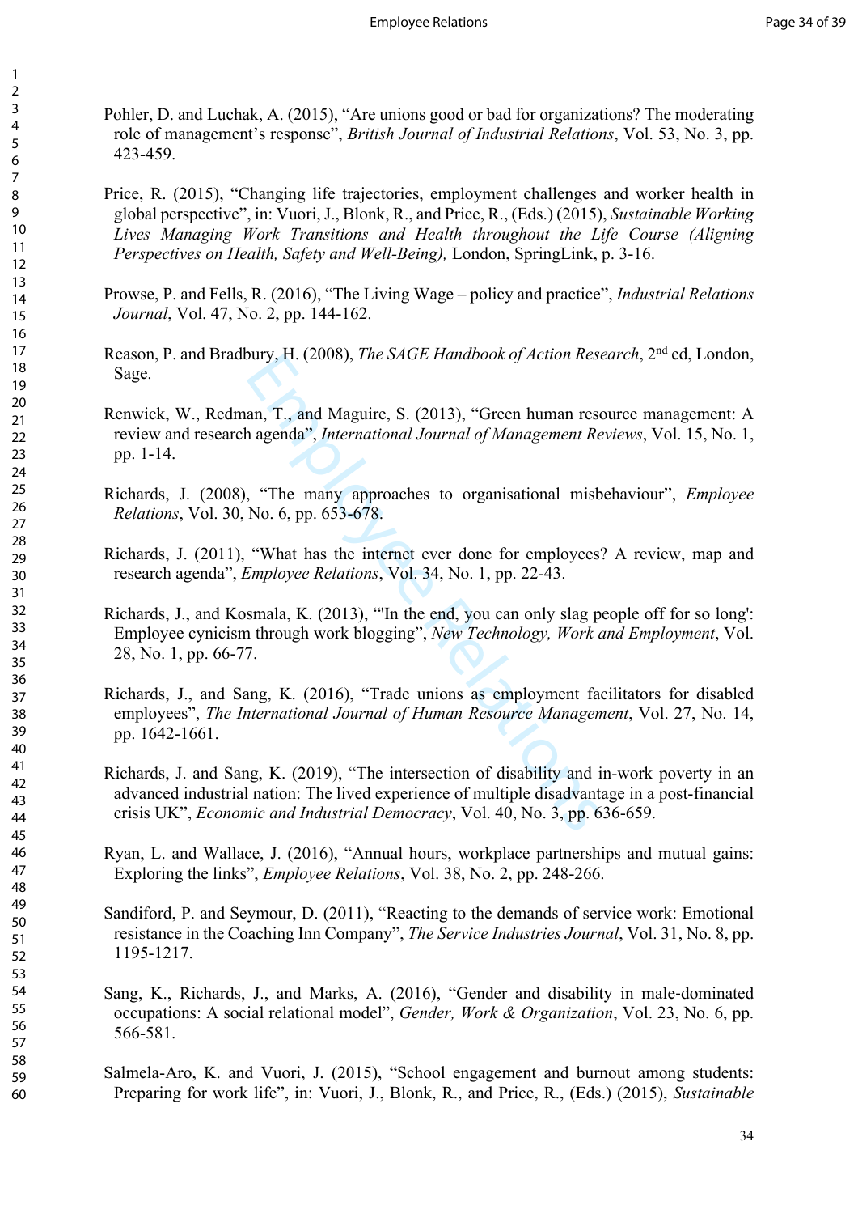Pohler, D. and Luchak, A. (2015), “Are unions good or bad for organizations? The moderating role of management’s response”, *British Journal of Industrial Relations*, Vol. 53, No. 3, pp. 423-459.

Price, R. (2015), “Changing life trajectories, employment challenges and worker health in global perspective”, in: Vuori, J., Blonk, R., and Price, R., (Eds.) (2015), *Sustainable Working Lives Managing Work Transitions and Health throughout the Life Course (Aligning Perspectives on Health, Safety and Well-Being),* London, SpringLink, p. 3-16.

Prowse, P. and Fells, R. (2016), “The Living Wage – policy and practice”, *Industrial Relations Journal*, Vol. 47, No. 2, pp. 144-162.

Reason, P. and Bradbury, H. (2008), *The SAGE Handbook of Action Research*, 2nd ed, London, Sage.

Renwick, W., Redman, T., and Maguire, S. (2013), “Green human resource management: A review and research agenda”, *International Journal of Management Reviews*, Vol. 15, No. 1, pp. 1-14.

Richards, J. (2008), “The many approaches to organisational misbehaviour”, *Employee Relations*, Vol. 30, No. 6, pp. 653-678.

Richards, J. (2011), “What has the internet ever done for employees? A review, map and research agenda”, *Employee Relations*, Vol. 34, No. 1, pp. 22-43.

Richards, J., and Kosmala, K. (2013), “'In the end, you can only slag people off for so long': Employee cynicism through work blogging”, *New Technology, Work and Employment*, Vol. 28, No. 1, pp. 66-77.

Richards, J., and Sang, K. (2016), “Trade unions as employment facilitators for disabled employees”, *The International Journal of Human Resource Management*, Vol. 27, No. 14, pp. 1642-1661.

Richards, J. and Sang, K. (2019), “The intersection of disability and in-work poverty in an advanced industrial nation: The lived experience of multiple disadvantage in a post-financial crisis UK”, *Economic and Industrial Democracy*, Vol. 40, No. 3, pp. 636-659.

Ryan, L. and Wallace, J. (2016), “Annual hours, workplace partnerships and mutual gains: Exploring the links”, *Employee Relations*, Vol. 38, No. 2, pp. 248-266.

Sandiford, P. and Seymour, D. (2011), “Reacting to the demands of service work: Emotional resistance in the Coaching Inn Company”, *The Service Industries Journal*, Vol. 31, No. 8, pp. 1195-1217.

Sang, K., Richards, J., and Marks, A. (2016), “Gender and disability in male-dominated occupations: A social relational model”, *Gender, Work & Organization*, Vol. 23, No. 6, pp. 566-581.

Salmela-Aro, K. and Vuori, J. (2015), “School engagement and burnout among students: Preparing for work life”, in: Vuori, J., Blonk, R., and Price, R., (Eds.) (2015), *Sustainable*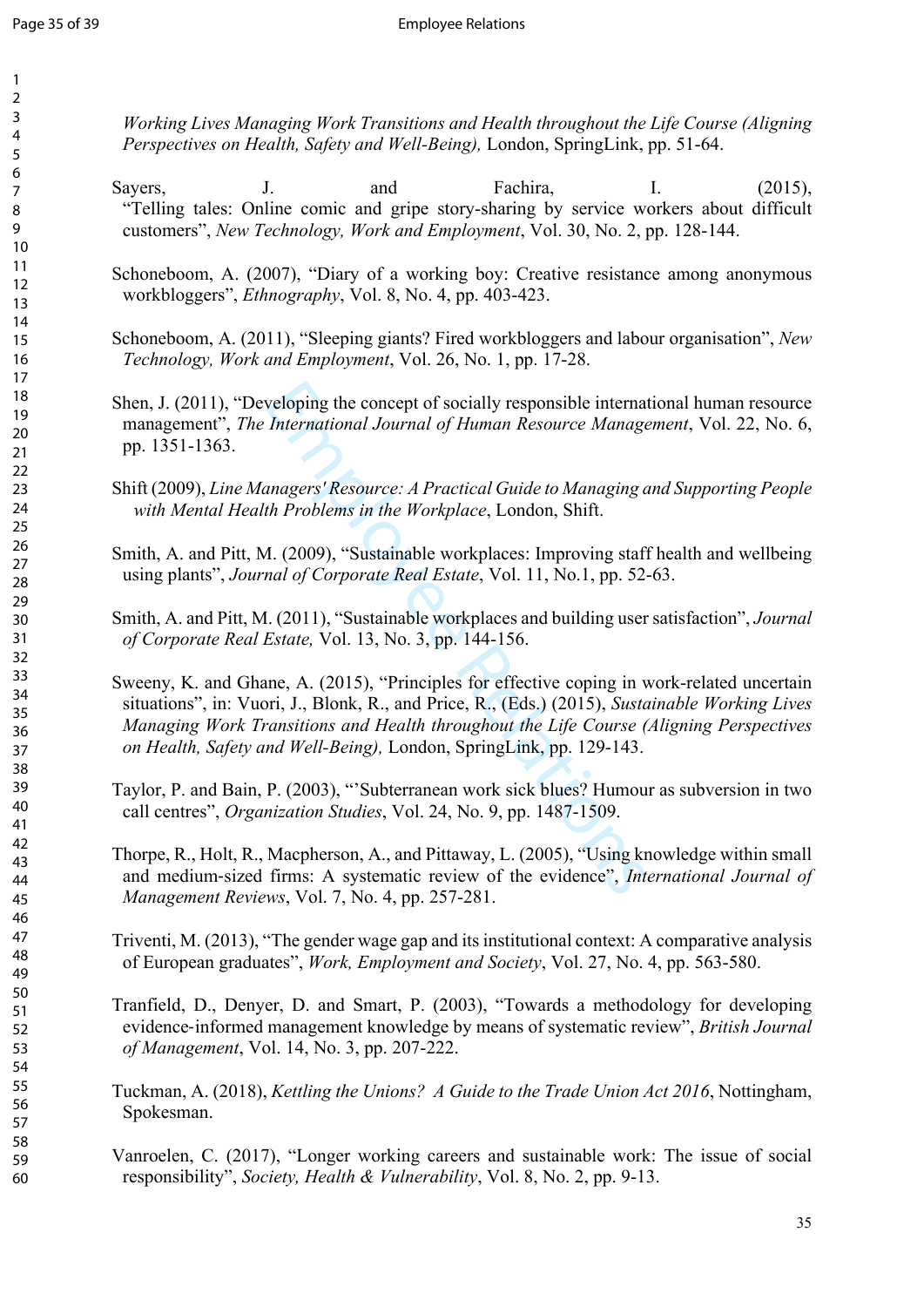*Working Lives Managing Work Transitions and Health throughout the Life Course (Aligning Perspectives on Health, Safety and Well-Being),* London, SpringLink, pp. 51-64.

Sayers, J. and Fachira, I. (2015), "Telling tales: Online comic and gripe story-sharing by service workers about difficult customers", *New Technology, Work and Employment*, Vol. 30, No. 2, pp. 128-144.

Schoneboom, A. (2007), "Diary of a working boy: Creative resistance among anonymous workbloggers", *Ethnography*, Vol. 8, No. 4, pp. 403-423.

Schoneboom, A. (2011), "Sleeping giants? Fired workbloggers and labour organisation", *New Technology, Work and Employment*, Vol. 26, No. 1, pp. 17-28.

Shen, J. (2011), "Developing the concept of socially responsible international human resource management", *The International Journal of Human Resource Management*, Vol. 22, No. 6, pp. 1351-1363.

Shift (2009), *Line Managers' Resource: A Practical Guide to Managing and Supporting People with Mental Health Problems in the Workplace*, London, Shift.

Smith, A. and Pitt, M. (2009), "Sustainable workplaces: Improving staff health and wellbeing using plants", *Journal of Corporate Real Estate*, Vol. 11, No.1, pp. 52-63.

Smith, A. and Pitt, M. (2011), "Sustainable workplaces and building user satisfaction", *Journal of Corporate Real Estate,* Vol. 13, No. 3, pp. 144-156.

Sweeny, K. and Ghane, A. (2015), "Principles for effective coping in work-related uncertain situations", in: Vuori, J., Blonk, R., and Price, R., (Eds.) (2015), *Sustainable Working Lives Managing Work Transitions and Health throughout the Life Course (Aligning Perspectives on Health, Safety and Well-Being),* London, SpringLink, pp. 129-143.

Taylor, P. and Bain, P. (2003), "'Subterranean work sick blues? Humour as subversion in two call centres", *Organization Studies*, Vol. 24, No. 9, pp. 1487-1509.

Thorpe, R., Holt, R., Macpherson, A., and Pittaway, L. (2005), "Using knowledge within small and medium-sized firms: A systematic review of the evidence", *International Journal of Management Reviews*, Vol. 7, No. 4, pp. 257-281.

Triventi, M. (2013), "The gender wage gap and its institutional context: A comparative analysis of European graduates", *Work, Employment and Society*, Vol. 27, No. 4, pp. 563-580.

Tranfield, D., Denyer, D. and Smart, P. (2003), "Towards a methodology for developing evidence-informed management knowledge by means of systematic review", *British Journal of Management*, Vol. 14, No. 3, pp. 207-222.

Tuckman, A. (2018), *Kettling the Unions? A Guide to the Trade Union Act 2016*, Nottingham, Spokesman.

Vanroelen, C. (2017), "Longer working careers and sustainable work: The issue of social responsibility", *Society, Health & Vulnerability*, Vol. 8, No. 2, pp. 9-13.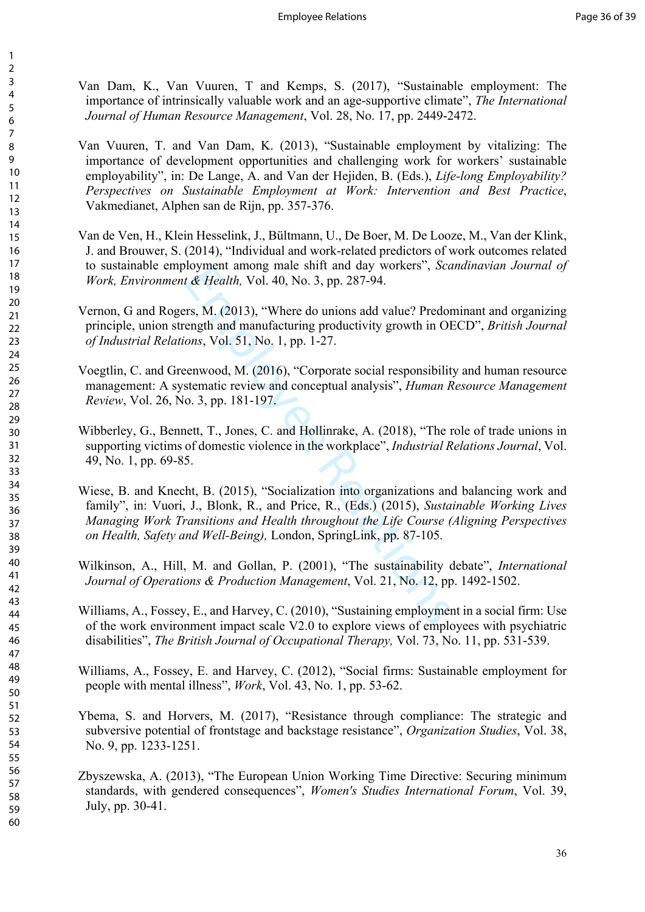Van Dam, K., Van Vuuren, T and Kemps, S. (2017), "Sustainable employment: The importance of intrinsically valuable work and an age-supportive climate", *The International Journal of Human Resource Management*, Vol. 28, No. 17, pp. 2449-2472.

Van Vuuren, T. and Van Dam, K. (2013), "Sustainable employment by vitalizing: The importance of development opportunities and challenging work for workers' sustainable employability", in: De Lange, A. and Van der Hejiden, B. (Eds.), *Life-long Employability? Perspectives on Sustainable Employment at Work: Intervention and Best Practice*, Vakmedianet, Alphen san de Rijn, pp. 357-376.

Van de Ven, H., Klein Hesselink, J., Bültmann, U., De Boer, M. De Looze, M., Van der Klink, J. and Brouwer, S. (2014), "Individual and work-related predictors of work outcomes related to sustainable employment among male shift and day workers", *Scandinavian Journal of Work, Environment & Health,* Vol. 40, No. 3, pp. 287-94.

Vernon, G and Rogers, M. (2013), "Where do unions add value? Predominant and organizing principle, union strength and manufacturing productivity growth in OECD", *British Journal of Industrial Relations*, Vol. 51, No. 1, pp. 1-27.

Voegtlin, C. and Greenwood, M. (2016), "Corporate social responsibility and human resource management: A systematic review and conceptual analysis", *Human Resource Management Review*, Vol. 26, No. 3, pp. 181-197.

Wibberley, G., Bennett, T., Jones, C. and Hollinrake, A. (2018), "The role of trade unions in supporting victims of domestic violence in the workplace", *Industrial Relations Journal*, Vol. 49, No. 1, pp. 69-85.

Wiese, B. and Knecht, B. (2015), "Socialization into organizations and balancing work and family", in: Vuori, J., Blonk, R., and Price, R., (Eds.) (2015), *Sustainable Working Lives Managing Work Transitions and Health throughout the Life Course (Aligning Perspectives on Health, Safety and Well-Being),* London, SpringLink, pp. 87-105.

Wilkinson, A., Hill, M. and Gollan, P. (2001), "The sustainability debate", *International Journal of Operations & Production Management*, Vol. 21, No. 12, pp. 1492-1502.

Williams, A., Fossey, E., and Harvey, C. (2010), "Sustaining employment in a social firm: Use of the work environment impact scale V2.0 to explore views of employees with psychiatric disabilities", *The British Journal of Occupational Therapy,* Vol. 73, No. 11, pp. 531-539.

Williams, A., Fossey, E. and Harvey, C. (2012), "Social firms: Sustainable employment for people with mental illness", *Work*, Vol. 43, No. 1, pp. 53-62.

Ybema, S. and Horvers, M. (2017), "Resistance through compliance: The strategic and subversive potential of frontstage and backstage resistance", *Organization Studies*, Vol. 38, No. 9, pp. 1233-1251.

Zbyszewska, A. (2013), "The European Union Working Time Directive: Securing minimum standards, with gendered consequences", *Women's Studies International Forum*, Vol. 39, July, pp. 30-41.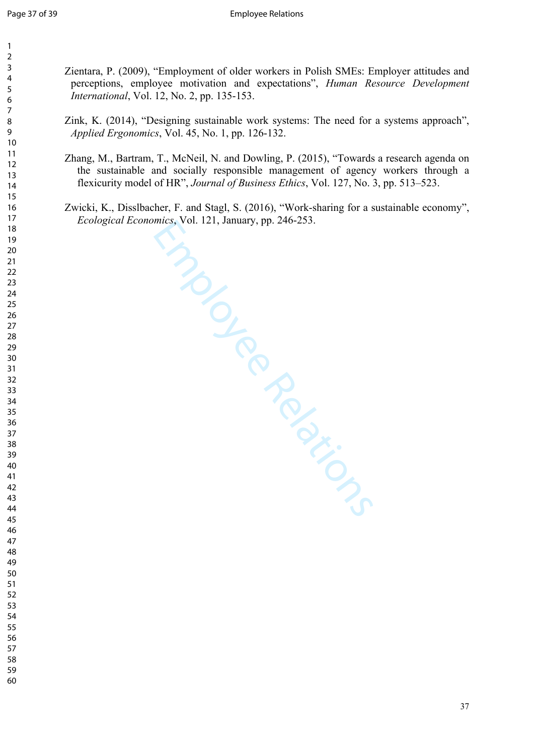Zientara, P. (2009), “Employment of older workers in Polish SMEs: Employer attitudes and perceptions, employee motivation and expectations”, *Human Resource Development International*, Vol. 12, No. 2, pp. 135-153.

Zink, K. (2014), “Designing sustainable work systems: The need for a systems approach”, *Applied Ergonomics*, Vol. 45, No. 1, pp. 126-132.

Zhang, M., Bartram, T., McNeil, N. and Dowling, P. (2015), “Towards a research agenda on the sustainable and socially responsible management of agency workers through a flexicurity model of HR”, *Journal of Business Ethics*, Vol. 127, No. 3, pp. 513–523.

Zwicki, K., Disslbacher, F. and Stagl, S. (2016), “Work-sharing for a sustainable economy”, *Ecological Economics*, Vol. 121, January, pp. 246-253.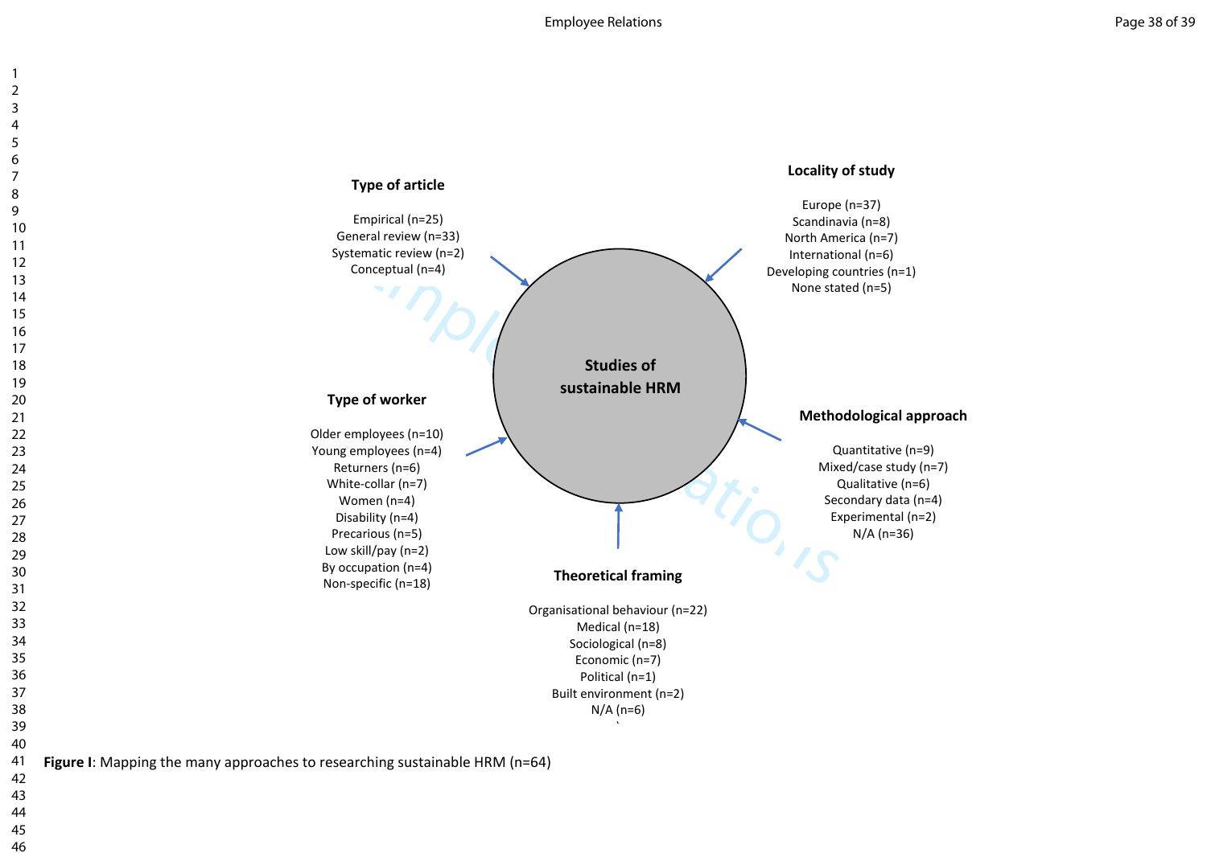Studies of sustainable HRM

**Type of article**

Empirical (n=25)
General review (n=33)
Systematic review (n=2)
Conceptual (n=4)

**Locality of study**

Europe (n=37)
Scandinavia (n=8)
North America (n=7)
International (n=6)
Developing countries (n=1)
None stated (n=5)

**Type of worker**

Older employees (n=10)
Young employees (n=4)
Returners (n=6)
White-collar (n=7)
Women (n=4)
Disability (n=4)
Precarious (n=5)
Low skill/pay (n=2)
By occupation (n=4)
Non-specific (n=18)

**Methodological approach**

Quantitative (n=9)
Mixed/case study (n=7)
Qualitative (n=6)
Secondary data (n=4)
Experimental (n=2)
N/A (n=36)

**Theoretical framing**

Organisational behaviour (n=22)
Medical (n=18)
Sociological (n=8)
Economic (n=7)
Political (n=1)
Built environment (n=2)
N/A (n=6)

**Figure I**: Mapping the many approaches to researching sustainable HRM (n=64)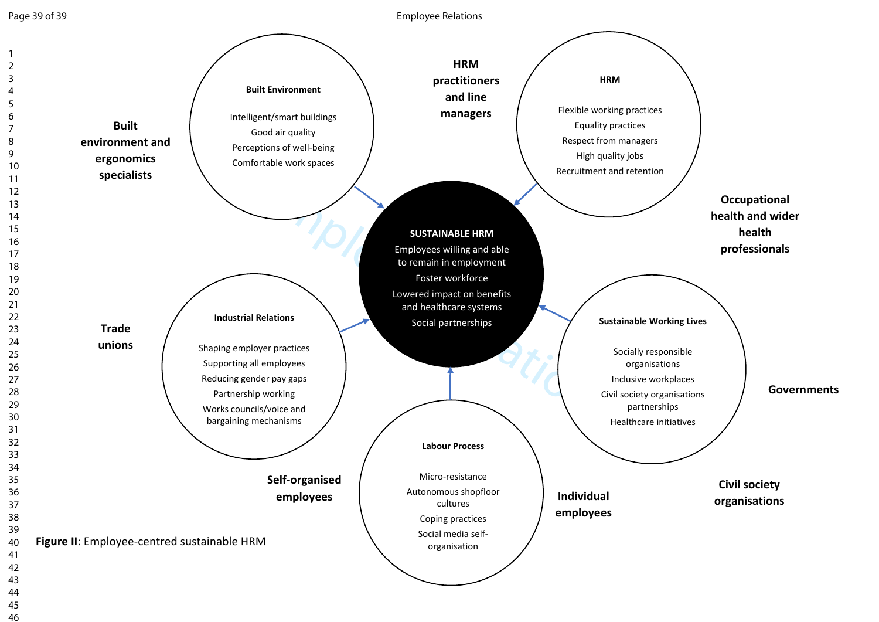Built environment and ergonomics specialists

**Built Environment**

Intelligent/smart buildings

Good air quality

Perceptions of well-being

Comfortable work spaces

HRM practitioners and line managers

**HRM**

Flexible working practices

Equality practices

Respect from managers

High quality jobs

Recruitment and retention

Occupational health and wider health professionals

**SUSTAINABLE HRM**

Employees willing and able to remain in employment

Foster workforce

Lowered impact on benefits and healthcare systems

Social partnerships

Trade unions

**Industrial Relations**

Shaping employer practices

Supporting all employees

Reducing gender pay gaps

Partnership working

Works councils/voice and bargaining mechanisms

**Sustainable Working Lives**

Socially responsible organisations

Inclusive workplaces

Civil society organisations partnerships

Healthcare initiatives

Governments

**Labour Process**

Micro-resistance

Autonomous shopfloor cultures

Coping practices

Social media self-organisation

Self-organised employees

Individual employees

Civil society organisations

**Figure II**: Employee-centred sustainable HRM